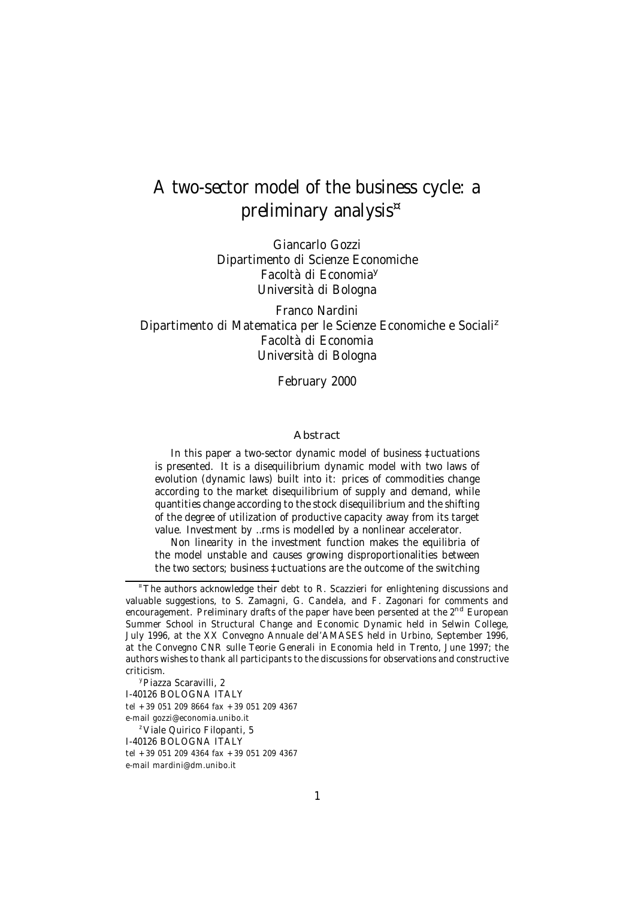# A two-sector model of the business cycle: a preliminary analysis[*]

Giancarlo Gozzi
Dipartimento di Scienze Economiche
Facoltà di Economia[†]
Università di Bologna

Franco Nardini
Dipartimento di Matematica per le Scienze Economiche e Sociali[‡]
Facoltà di Economia
Università di Bologna

February 2000

### Abstract

In this paper a two-sector dynamic model of business fluctuations is presented. It is a disequilibrium dynamic model with two laws of evolution (dynamic laws) built into it: prices of commodities change according to the market disequilibrium of supply and demand, while quantities change according to the stock disequilibrium and the shifting of the degree of utilization of productive capacity away from its target value. Investment by firms is modelled by a nonlinear accelerator.

Non linearity in the investment function makes the equilibria of the model unstable and causes growing disproportionalities between the two sectors; business fluctuations are the outcome of the switching

---

[*] The authors acknowledge their debt to R. Scazzieri for enlightening discussions and valuable suggestions, to S. Zamagni, G. Candela, and F. Zagonari for comments and encouragement. Preliminary drafts of the paper have been persented at the 2nd European Summer School in Structural Change and Economic Dynamic held in Selwin College, July 1996, at the XX Convegno Annuale del'AMASES held in Urbino, September 1996, at the Convegno CNR sulle Teorie Generali in Economia held in Trento, June 1997; the authors wishes to thank all participants to the discussions for observations and constructive criticism.

[†] Piazza Scaravilli, 2
I-40126 BOLOGNA ITALY
tel +39 051 209 8664 fax +39 051 209 4367
e-mail gozzi@economia.unibo.it

[‡] Viale Quirico Filopanti, 5
I-40126 BOLOGNA ITALY
tel +39 051 209 4364 fax +39 051 209 4367
e-mail mardini@dm.unibo.it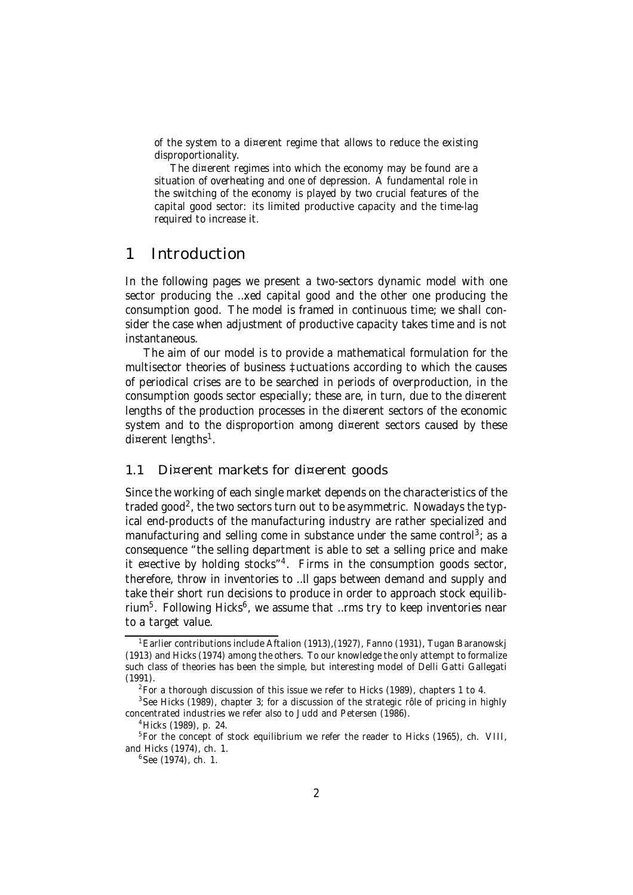of the system to a di¤erent regime that allows to reduce the existing disproportionality.

The di¤erent regimes into which the economy may be found are a situation of overheating and one of depression. A fundamental role in the switching of the economy is played by two crucial features of the capital good sector: its limited productive capacity and the time-lag required to increase it.

# 1 Introduction

In the following pages we present a two-sectors dynamic model with one sector producing the …xed capital good and the other one producing the consumption good. The model is framed in continuous time; we shall consider the case when adjustment of productive capacity takes time and is not instantaneous.

The aim of our model is to provide a mathematical formulation for the multisector theories of business ‡uctuations according to which the causes of periodical crises are to be searched in periods of overproduction, in the consumption goods sector especially; these are, in turn, due to the di¤erent lengths of the production processes in the di¤erent sectors of the economic system and to the disproportion among di¤erent sectors caused by these di¤erent lengths[1].

## 1.1 Di¤erent markets for di¤erent goods

Since the working of each single market depends on the characteristics of the traded good[2], the two sectors turn out to be asymmetric. Nowadays the typical end-products of the manufacturing industry are rather specialized and manufacturing and selling come in substance under the same control[3]; as a consequence "the selling department is able to set a selling price and make it e¤ective by holding stocks"[4]. Firms in the consumption goods sector, therefore, throw in inventories to …ll gaps between demand and supply and take their short run decisions to produce in order to approach stock equilibrium[5]. Following Hicks[6], we assume that …rms try to keep inventories near to a target value.

---

[1] Earlier contributions include Aftalion (1913),(1927), Fanno (1931), Tugan Baranowskj (1913) and Hicks (1974) among the others. To our knowledge the only attempt to formalize such class of theories has been the simple, but interesting model of Delli Gatti Gallegati (1991).

[2] For a thorough discussion of this issue we refer to Hicks (1989), chapters 1 to 4.

[3] See Hicks (1989), chapter 3; for a discussion of the strategic rôle of pricing in highly concentrated industries we refer also to Judd and Petersen (1986).

[4] Hicks (1989), p. 24.

[5] For the concept of stock equilibrium we refer the reader to Hicks (1965), ch. VIII, and Hicks (1974), ch. 1.

[6] See (1974), ch. 1.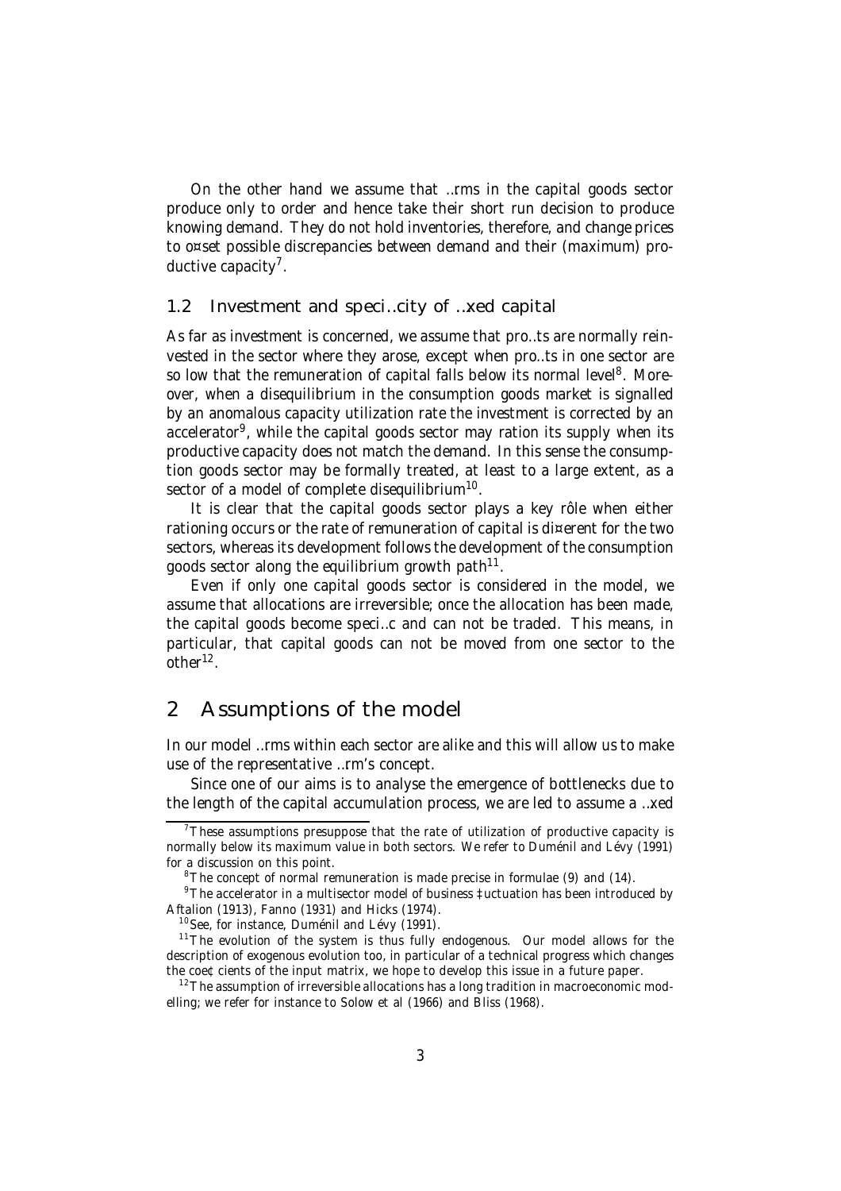On the other hand we assume that firms in the capital goods sector produce only to order and hence take their short run decision to produce knowing demand. They do not hold inventories, therefore, and change prices to offset possible discrepancies between demand and their (maximum) productive capacity[7].

### 1.2 Investment and specificity of fixed capital

As far as investment is concerned, we assume that profits are normally reinvested in the sector where they arose, except when profits in one sector are so low that the remuneration of capital falls below its normal level[8]. Moreover, when a disequilibrium in the consumption goods market is signalled by an anomalous capacity utilization rate the investment is corrected by an accelerator[9], while the capital goods sector may ration its supply when its productive capacity does not match the demand. In this sense the consumption goods sector may be formally treated, at least to a large extent, as a sector of a model of complete disequilibrium[10].

It is clear that the capital goods sector plays a key rôle when either rationing occurs or the rate of remuneration of capital is different for the two sectors, whereas its development follows the development of the consumption goods sector along the equilibrium growth path[11].

Even if only one capital goods sector is considered in the model, we assume that allocations are irreversible; once the allocation has been made, the capital goods become specific and can not be traded. This means, in particular, that capital goods can not be moved from one sector to the other[12].

## 2 Assumptions of the model

In our model firms within each sector are alike and this will allow us to make use of the representative firm's concept.

Since one of our aims is to analyse the emergence of bottlenecks due to the length of the capital accumulation process, we are led to assume a fixed

---

[7] These assumptions presuppose that the rate of utilization of productive capacity is normally below its maximum value in both sectors. We refer to Duménil and Lévy (1991) for a discussion on this point.

[8] The concept of normal remuneration is made precise in formulae (9) and (14).

[9] The accelerator in a multisector model of business fluctuation has been introduced by Aftalion (1913), Fanno (1931) and Hicks (1974).

[10] See, for instance, Duménil and Lévy (1991).

[11] The evolution of the system is thus fully endogenous. Our model allows for the description of exogenous evolution too, in particular of a technical progress which changes the coefficients of the input matrix, we hope to develop this issue in a future paper.

[12] The assumption of irreversible allocations has a long tradition in macroeconomic modelling; we refer for instance to Solow et al (1966) and Bliss (1968).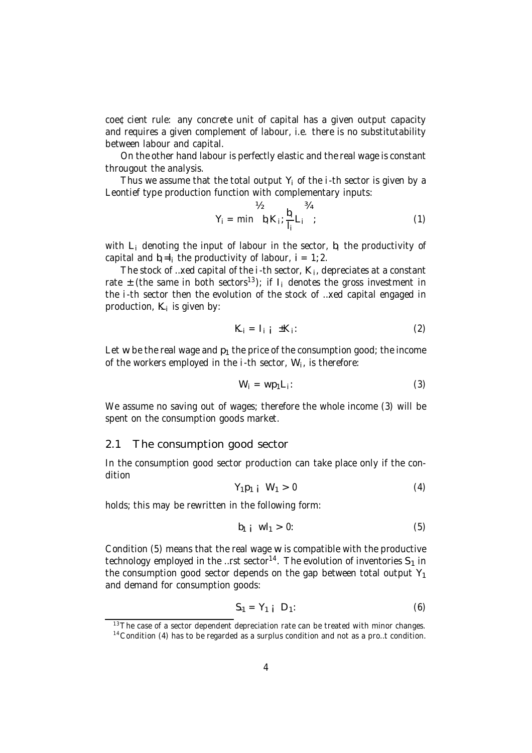coefficient rule: any concrete unit of capital has a given output capacity and requires a given complement of labour, i.e. there is no substitutability between labour and capital.

On the other hand labour is perfectly elastic and the real wage is constant througout the analysis.

Thus we assume that the total output $Y_i$ of the $i$-th sector is given by a Leontief type production function with complementary inputs:

$$Y_i = \min \left\{ b_i K_i; \frac{b_i}{l_i} L_i \right\}; \tag{1}$$

with $L_i$ denoting the input of labour in the sector, $b_i$ the productivity of capital and $b_i/l_i$ the productivity of labour, $i = 1; 2$.

The stock of fixed capital of the $i$-th sector, $K_i$, depreciates at a constant rate $\delta$ (the same in both sectors[13]); if $I_i$ denotes the gross investment in the $i$-th sector then the evolution of the stock of fixed capital engaged in production, $\dot{K}_i$ is given by:

$$\dot{K}_i = I_i - \delta K_i: \tag{2}$$

Let $w$ be the real wage and $p_1$ the price of the consumption good; the income of the workers employed in the $i$-th sector, $W_i$, is therefore:

$$W_i = w p_1 L_i: \tag{3}$$

We assume no saving out of wages; therefore the whole income (3) will be spent on the consumption goods market.

## 2.1 The consumption good sector

In the consumption good sector production can take place only if the condition

$$Y_1 p_1 - W_1 > 0 \tag{4}$$

holds; this may be rewritten in the following form:

$$b_1 - w l_1 > 0: \tag{5}$$

Condition (5) means that the real wage $w$ is compatible with the productive technology employed in the first sector[14]. The evolution of inventories $S_1$ in the consumption good sector depends on the gap between total output $Y_1$ and demand for consumption goods:

$$\dot{S}_1 = Y_1 - D_1: \tag{6}$$

[13] The case of a sector dependent depreciation rate can be treated with minor changes.

[14] Condition (4) has to be regarded as a surplus condition and not as a profit condition.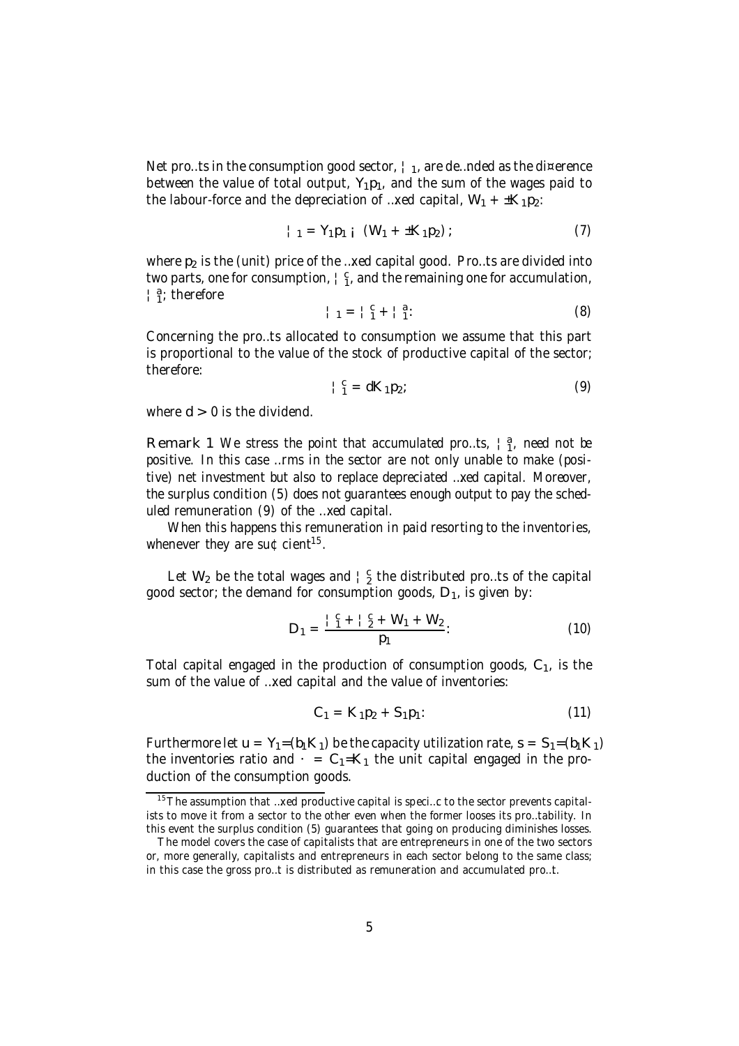Net profits in the consumption good sector, $\Pi_1$, are defined as the difference between the value of total output, $Y_1 p_1$, and the sum of the wages paid to the labour-force and the depreciation of fixed capital, $W_1 + \delta K_1 p_2$:

$$\Pi_1 = Y_1 p_1 - (W_1 + \delta K_1 p_2) , \tag{7}$$

where $p_2$ is the (unit) price of the fixed capital good. Profits are divided into two parts, one for consumption, $\Pi_1^c$, and the remaining one for accumulation, $\Pi_1^a$; therefore

$$\Pi_1 = \Pi_1^c + \Pi_1^a . \tag{8}$$

Concerning the profits allocated to consumption we assume that this part is proportional to the value of the stock of productive capital of the sector; therefore:

$$\Pi_1^c = d K_1 p_2, \tag{9}$$

where $d > 0$ is the dividend.

**Remark 1** *We stress the point that accumulated profits, $\Pi_1^a$, need not be positive. In this case firms in the sector are not only unable to make (positive) net investment but also to replace depreciated fixed capital. Moreover, the surplus condition (5) does not guarantees enough output to pay the scheduled remuneration (9) of the fixed capital.*

*When this happens this remuneration in paid resorting to the inventories, whenever they are sufficient*[15].

Let $W_2$ be the total wages and $\Pi_2^c$ the distributed profits of the capital good sector; the demand for consumption goods, $D_1$, is given by:

$$D_1 = \frac{\Pi_1^c + \Pi_2^c + W_1 + W_2}{p_1} . \tag{10}$$

Total capital engaged in the production of consumption goods, $C_1$, is the sum of the value of fixed capital and the value of inventories:

$$C_1 = K_1 p_2 + S_1 p_1 . \tag{11}$$

Furthermore let $u = Y_1/(b_1 K_1)$ be the capacity utilization rate, $s = S_1/(b_1 K_1)$ the inventories ratio and $\kappa = C_1/K_1$ the unit capital engaged in the production of the consumption goods.

---

[15] The assumption that fixed productive capital is specific to the sector prevents capitalists to move it from a sector to the other even when the former looses its profitability. In this event the surplus condition (5) guarantees that going on producing diminishes losses.

The model covers the case of capitalists that are entrepreneurs in one of the two sectors or, more generally, capitalists and entrepreneurs in each sector belong to the same class; in this case the gross profit is distributed as remuneration and accumulated profit.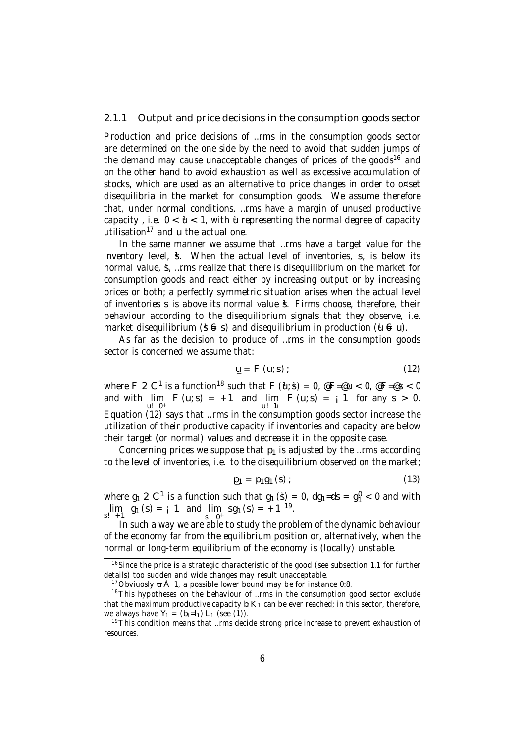### 2.1.1 Output and price decisions in the consumption goods sector

Production and price decisions of firms in the consumption goods sector are determined on the one side by the need to avoid that sudden jumps of the demand may cause unacceptable changes of prices of the goods[16] and on the other hand to avoid exhaustion as well as excessive accumulation of stocks, which are used as an alternative to price changes in order to offset disequilibria in the market for consumption goods. We assume therefore that, under normal conditions, firms have a margin of unused productive capacity , i.e. $0 < \bar{u} < 1$, with $\bar{u}$ representing the normal degree of capacity utilisation[17] and $u$ the actual one.

In the same manner we assume that firms have a target value for the inventory level, $\bar{s}$. When the actual level of inventories, $s$, is below its normal value, $\bar{s}$, firms realize that there is disequilibrium on the market for consumption goods and react either by increasing output or by increasing prices or both; a perfectly symmetric situation arises when the actual level of inventories $s$ is above its normal value $\bar{s}$. Firms choose, therefore, their behaviour according to the disequilibrium signals that they observe, i.e. market disequilibrium ($\bar{s} \neq s$) and disequilibrium in production ($\bar{u} \neq u$).

As far as the decision to produce of firms in the consumption goods sector is concerned we assume that:

$$\dot{u} = F(u; s); \tag{12}$$

where $F \in C^1$ is a function[18] such that $F(\bar{u}; \bar{s}) = 0$, $\partial F / \partial u < 0$, $\partial F / \partial s < 0$ and with $\lim_{u \to 0^+} F(u; s) = +\infty$ and $\lim_{u \to 1^-} F(u; s) = -\infty$ for any $s > 0$. Equation (12) says that firms in the consumption goods sector increase the utilization of their productive capacity if inventories and capacity are below their target (or normal) values and decrease it in the opposite case.

Concerning prices we suppose that $p_1$ is adjusted by the firms according to the level of inventories, i.e. to the disequilibrium observed on the market;

$$\dot{p}_1 = p_1 g_1(s); \tag{13}$$

where $g_1 \in C^1$ is a function such that $g_1(\bar{s}) = 0$, $dg_1/ds = g_1' < 0$ and with $\lim_{s \to +\infty} g_1(s) = -\infty$ and $\lim_{s \to 0^+} s g_1(s) = +\infty$ [19].

In such a way we are able to study the problem of the dynamic behaviour of the economy far from the equilibrium position or, alternatively, when the normal or long-term equilibrium of the economy is (locally) unstable.

---

[16] Since the price is a strategic characteristic of the good (see subsection 1.1 for further details) too sudden and wide changes may result unacceptable.

[17] Obviuosly $\bar{u} \simeq 1$, a possible lower bound may be for instance 0:8.

[18] This hypotheses on the behaviour of firms in the consumption good sector exclude that the maximum productive capacity $b_1 K_1$ can be ever reached; in this sector, therefore, we always have $Y_1 = (b_1/l_1) L_1$ (see (1)).

[19] This condition means that firms decide strong price increase to prevent exhaustion of resources.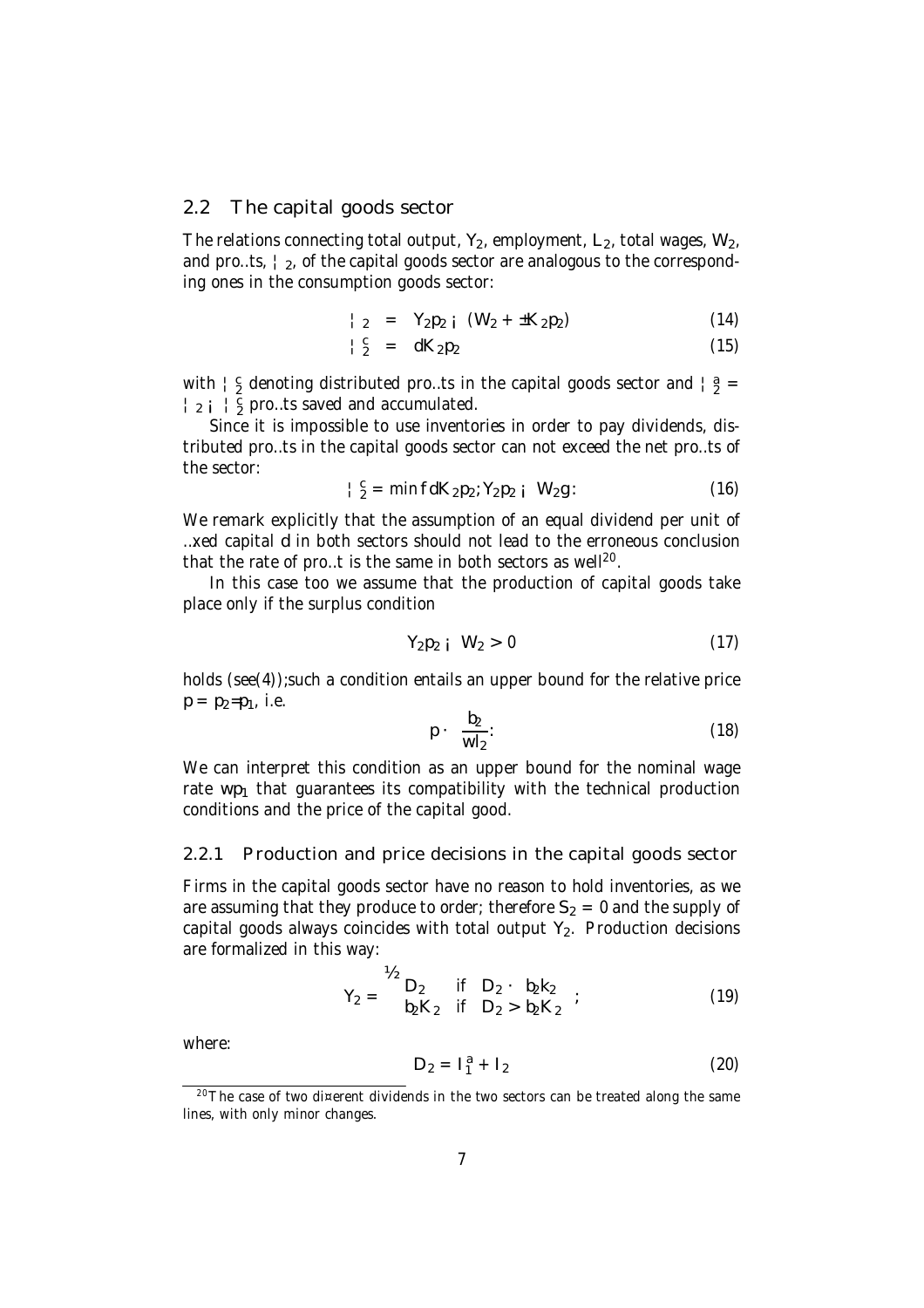## 2.2 The capital goods sector

The relations connecting total output, $Y_2$, employment, $L_2$, total wages, $W_2$, and profits, $\Pi_2$, of the capital goods sector are analogous to the corresponding ones in the consumption goods sector:

$$\Pi_2 = Y_2 p_2 - (W_2 + \delta K_2 p_2) \tag{14}$$

$$\Pi_2^c = d K_2 p_2 \tag{15}$$

with $\Pi_2^c$ denoting distributed profits in the capital goods sector and $\Pi_2^a = \Pi_2 - \Pi_2^c$ profits saved and accumulated.

Since it is impossible to use inventories in order to pay dividends, distributed profits in the capital goods sector can not exceed the net profits of the sector:

$$\Pi_2^c = \min\{dK_2 p_2; Y_2 p_2 - W_2\}. \tag{16}$$

We remark explicitly that the assumption of an equal dividend per unit of fixed capital $d$ in both sectors should not lead to the erroneous conclusion that the rate of profit is the same in both sectors as well[20].

In this case too we assume that the production of capital goods take place only if the surplus condition

$$Y_2 p_2 - W_2 > 0 \tag{17}$$

holds (see(4)); such a condition entails an upper bound for the relative price $p = p_2/p_1$, i.e.

$$p \leq \frac{b_2}{w l_2}. \tag{18}$$

We can interpret this condition as an upper bound for the nominal wage rate $wp_1$ that guarantees its compatibility with the technical production conditions and the price of the capital good.

### 2.2.1 Production and price decisions in the capital goods sector

Firms in the capital goods sector have no reason to hold inventories, as we are assuming that they produce to order; therefore $S_2 = 0$ and the supply of capital goods always coincides with total output $Y_2$. Production decisions are formalized in this way:

$$Y_2 = \begin{cases} D_2 & \text{if} \quad D_2 \leq b_2 k_2 \\ b_2 K_2 & \text{if} \quad D_2 > b_2 K_2 \end{cases}; \tag{19}$$

where:

$$D_2 = I_1^a + I_2 \tag{20}$$

[20] The case of two different dividends in the two sectors can be treated along the same lines, with only minor changes.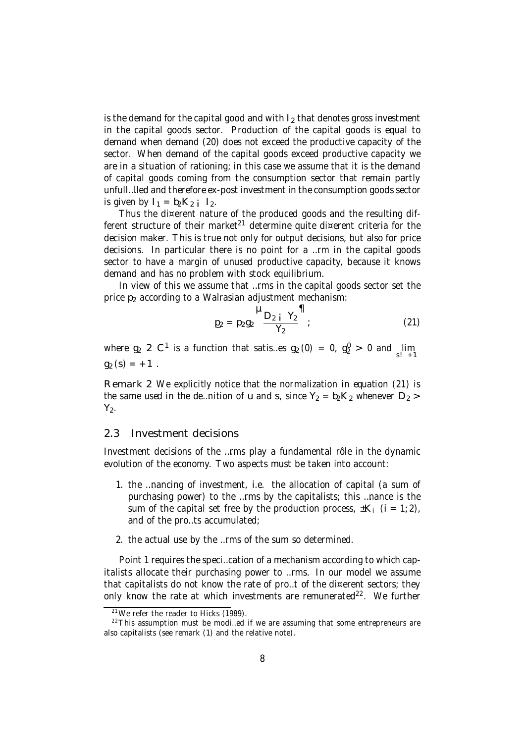is the demand for the capital good and with $I_2$ that denotes gross investment in the capital goods sector. Production of the capital goods is equal to demand when demand (20) does not exceed the productive capacity of the sector. When demand of the capital goods exceed productive capacity we are in a situation of rationing; in this case we assume that it is the demand of capital goods coming from the consumption sector that remain partly unfulfilled and therefore ex-post investment in the consumption goods sector is given by $I_1 = b_2 K_2 - I_2$.

Thus the different nature of the produced goods and the resulting different structure of their market[21] determine quite different criteria for the decision maker. This is true not only for output decisions, but also for price decisions. In particular there is no point for a firm in the capital goods sector to have a margin of unused productive capacity, because it knows demand and has no problem with stock equilibrium.

In view of this we assume that firms in the capital goods sector set the price $p_2$ according to a Walrasian adjustment mechanism:

$$\dot{p}_2 = p_2 g_2 \left( \frac{D_2 - Y_2}{Y_2} \right); \tag{21}$$

where $g_2 \in C^1$ is a function that satisfies $g_2(0) = 0$, $g_2' > 0$ and $\lim_{s \to +\infty} g_2(s) = +\infty$.

**Remark 2** *We explicitly notice that the normalization in equation (21) is the same used in the definition of* $u$ *and* $s$*, since* $Y_2 = b_2 K_2$ *whenever* $D_2 > Y_2$*.*

## 2.3 Investment decisions

Investment decisions of the firms play a fundamental rôle in the dynamic evolution of the economy. Two aspects must be taken into account:

1. the financing of investment, i.e. the allocation of capital (a sum of purchasing power) to the firms by the capitalists; this finance is the sum of the capital set free by the production process, $\delta K_i$ $(i = 1; 2)$, and of the profits accumulated;
2. the actual use by the firms of the sum so determined.

Point 1 requires the specification of a mechanism according to which capitalists allocate their purchasing power to firms. In our model we assume that capitalists do not know the rate of profit of the different sectors; they only know the rate at which investments are remunerated[22]. We further

[21] We refer the reader to Hicks (1989).

[22] This assumption must be modified if we are assuming that some entrepreneurs are also capitalists (see remark (1) and the relative note).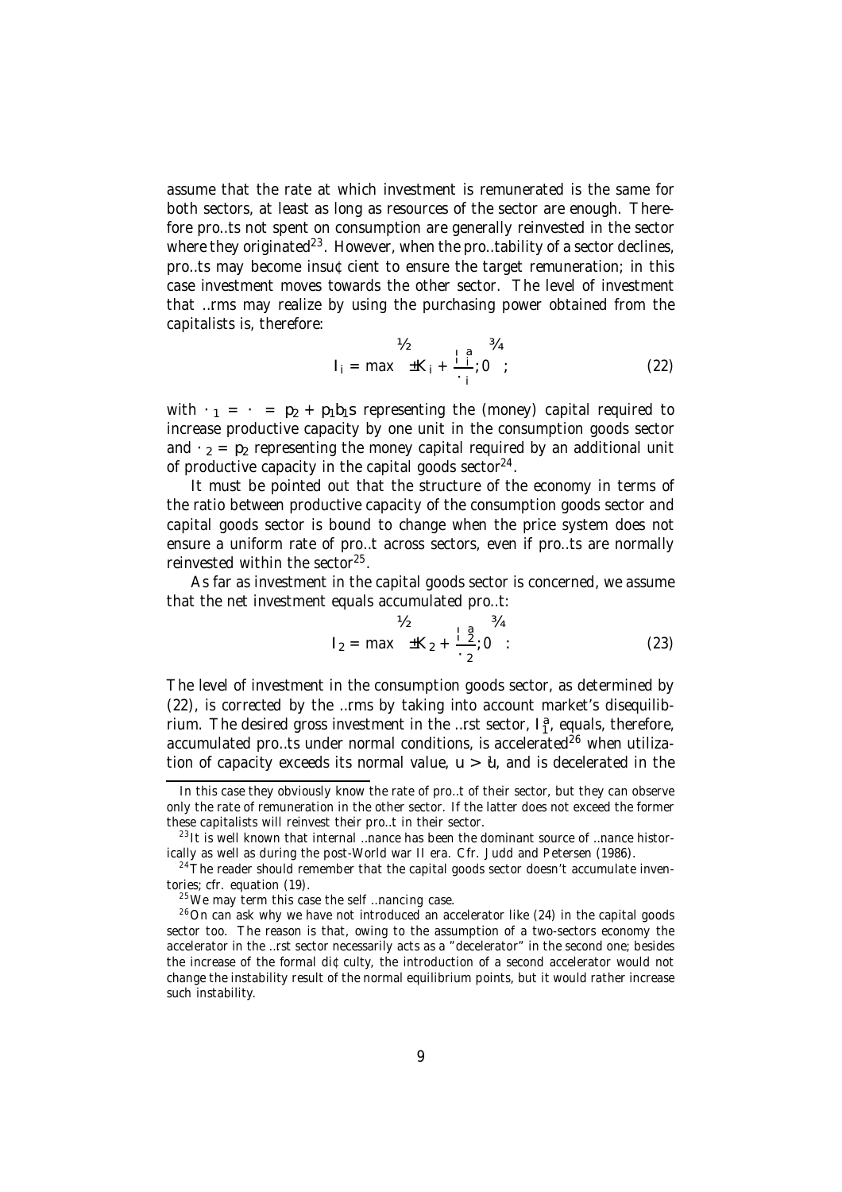assume that the rate at which investment is remunerated is the same for both sectors, at least as long as resources of the sector are enough. Therefore profits not spent on consumption are generally reinvested in the sector where they originated[23]. However, when the profitability of a sector declines, profits may become insufficient to ensure the target remuneration; in this case investment moves towards the other sector. The level of investment that firms may realize by using the purchasing power obtained from the capitalists is, therefore:

$$I_i = \max\left\{\delta K_i + \frac{\Pi_i^a}{\kappa_i}; 0\right\}; \tag{22}$$

with $\kappa_1 = \kappa = p_2 + p_1 b_1 s$ representing the (money) capital required to increase productive capacity by one unit in the consumption goods sector and $\kappa_2 = p_2$ representing the money capital required by an additional unit of productive capacity in the capital goods sector[24].

It must be pointed out that the structure of the economy in terms of the ratio between productive capacity of the consumption goods sector and capital goods sector is bound to change when the price system does not ensure a uniform rate of profit across sectors, even if profits are normally reinvested within the sector[25].

As far as investment in the capital goods sector is concerned, we assume that the net investment equals accumulated profit:

$$I_2 = \max\left\{\delta K_2 + \frac{\Pi_2^a}{\kappa_2}; 0\right\}: \tag{23}$$

The level of investment in the consumption goods sector, as determined by (22), is corrected by the firms by taking into account market's disequilibrium. The desired gross investment in the first sector, $I_1^a$, equals, therefore, accumulated profits under normal conditions, is accelerated[26] when utilization of capacity exceeds its normal value, $u > \bar{u}$, and is decelerated in the

---

In this case they obviously know the rate of profit of their sector, but they can observe only the rate of remuneration in the other sector. If the latter does not exceed the former these capitalists will reinvest their profit in their sector.

[23] It is well known that internal finance has been the dominant source of finance historically as well as during the post-World war II era. Cfr. Judd and Petersen (1986).

[24] The reader should remember that the capital goods sector doesn't accumulate inventories; cfr. equation (19).

[25] We may term this case the self financing case.

[26] On can ask why we have not introduced an accelerator like (24) in the capital goods sector too. The reason is that, owing to the assumption of a two-sectors economy the accelerator in the first sector necessarily acts as a "decelerator" in the second one; besides the increase of the formal difficulty, the introduction of a second accelerator would not change the instability result of the normal equilibrium points, but it would rather increase such instability.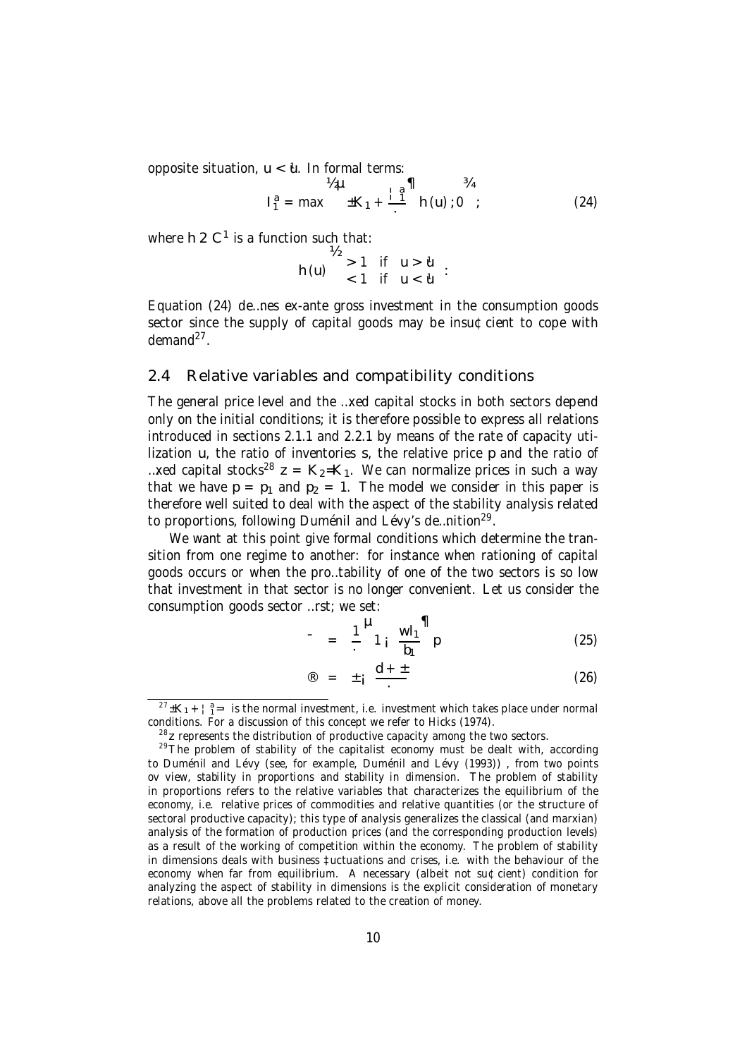opposite situation, $u < \bar{u}$. In formal terms:

$$I_1^a = \max\left\{\left(\delta K_1 + \frac{\Pi_1^a}{\kappa}\right) h(u)\, ; 0\right\}; \tag{24}$$

where $h \in C^1$ is a function such that:

$$h(u) \begin{cases} > 1 & \text{if} \quad u > \bar{u} \\ < 1 & \text{if} \quad u < \bar{u} \end{cases} .$$

Equation (24) defines ex-ante gross investment in the consumption goods sector since the supply of capital goods may be insufficient to cope with demand[27].

## 2.4 Relative variables and compatibility conditions

The general price level and the fixed capital stocks in both sectors depend only on the initial conditions; it is therefore possible to express all relations introduced in sections 2.1.1 and 2.2.1 by means of the rate of capacity utilization $u$, the ratio of inventories $s$, the relative price $p$ and the ratio of fixed capital stocks[28] $z = K_2/K_1$. We can normalize prices in such a way that we have $p = p_1$ and $p_2 = 1$. The model we consider in this paper is therefore well suited to deal with the aspect of the stability analysis related to proportions, following Duménil and Lévy's definition[29].

We want at this point give formal conditions which determine the transition from one regime to another: for instance when rationing of capital goods occurs or when the profitability of one of the two sectors is so low that investment in that sector is no longer convenient. Let us consider the consumption goods sector first; we set:

$$\beta = \frac{1}{\kappa}\left(1 - \frac{wl_1}{b_1}\right)p \tag{25}$$

$$\alpha = \delta - \frac{d + \delta}{\kappa} \tag{26}$$

---

[27] $\delta K_1 + \Pi_1^a/\kappa$ is the normal investment, i.e. investment which takes place under normal conditions. For a discussion of this concept we refer to Hicks (1974).

[28] $z$ represents the distribution of productive capacity among the two sectors.

[29] The problem of stability of the capitalist economy must be dealt with, according to Duménil and Lévy (see, for example, Duménil and Lévy (1993)) , from two points ov view, stability in proportions and stability in dimension. The problem of stability in proportions refers to the relative variables that characterizes the equilibrium of the economy, i.e. relative prices of commodities and relative quantities (or the structure of sectoral productive capacity); this type of analysis generalizes the classical (and marxian) analysis of the formation of production prices (and the corresponding production levels) as a result of the working of competition within the economy. The problem of stability in dimensions deals with business fluctuations and crises, i.e. with the behaviour of the economy when far from equilibrium. A necessary (albeit not sufficient) condition for analyzing the aspect of stability in dimensions is the explicit consideration of monetary relations, above all the problems related to the creation of money.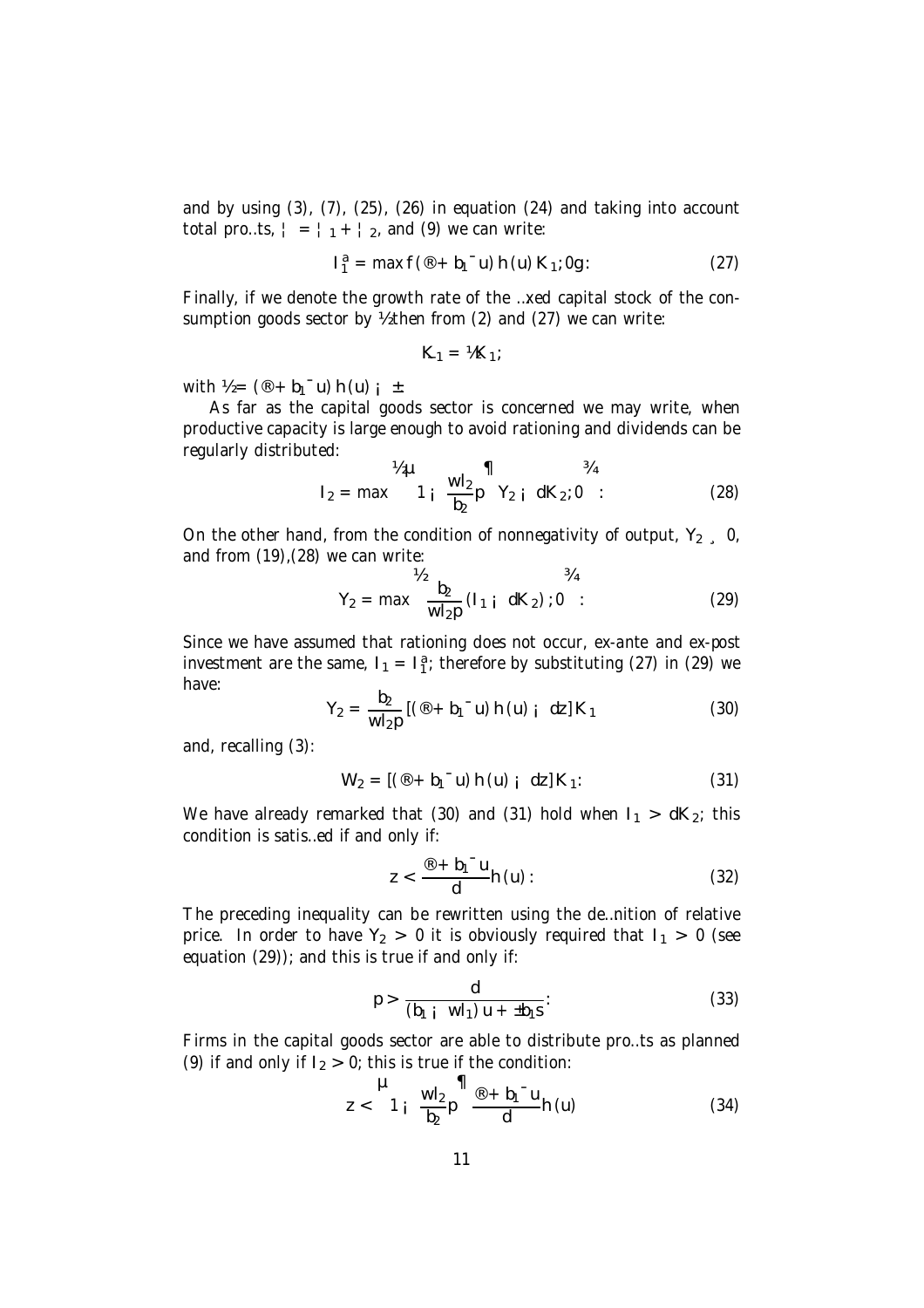and by using (3), (7), (25), (26) in equation (24) and taking into account total profits, $\Pi = \Pi_1 + \Pi_2$, and (9) we can write:

$$I_1^a = \max\{(\alpha + b_1 \beta u)\, h(u)\, K_1; 0\}. \tag{27}$$

Finally, if we denote the growth rate of the fixed capital stock of the consumption goods sector by $\rho$ then from (2) and (27) we can write:

$$\dot{K}_1 = \rho K_1;$$

with $\rho = (\alpha + b_1 \beta u)\, h(u) - \delta$.

As far as the capital goods sector is concerned we may write, when productive capacity is large enough to avoid rationing and dividends can be regularly distributed:

$$I_2 = \max\left\{\left(1 - \frac{w l_2}{b_2} p\right) Y_2 - dK_2; 0\right\}. \tag{28}$$

On the other hand, from the condition of nonnegativity of output, $Y_2 \geq 0$, and from (19),(28) we can write:

$$Y_2 = \max\left\{\frac{b_2}{w l_2 p}\left(I_1 - dK_2\right); 0\right\}. \tag{29}$$

Since we have assumed that rationing does not occur, ex-ante and ex-post investment are the same, $I_1 = I_1^a$; therefore by substituting (27) in (29) we have:

$$Y_2 = \frac{b_2}{w l_2 p}\left[(\alpha + b_1 \beta u)\, h(u) - dz\right] K_1 \tag{30}$$

and, recalling (3):

$$W_2 = \left[(\alpha + b_1 \beta u)\, h(u) - dz\right] K_1. \tag{31}$$

We have already remarked that (30) and (31) hold when $I_1 > dK_2$; this condition is satisfied if and only if:

$$z < \frac{\alpha + b_1 \beta u}{d} h(u). \tag{32}$$

The preceding inequality can be rewritten using the definition of relative price. In order to have $Y_2 > 0$ it is obviously required that $I_1 > 0$ (see equation (29)); and this is true if and only if:

$$p > \frac{d}{(b_1 - w l_1)\, u + \delta b_1 s}. \tag{33}$$

Firms in the capital goods sector are able to distribute profits as planned (9) if and only if $I_2 > 0$; this is true if the condition:

$$z < \left(1 - \frac{w l_2}{b_2} p\right) \frac{\alpha + b_1 \beta u}{d} h(u) \tag{34}$$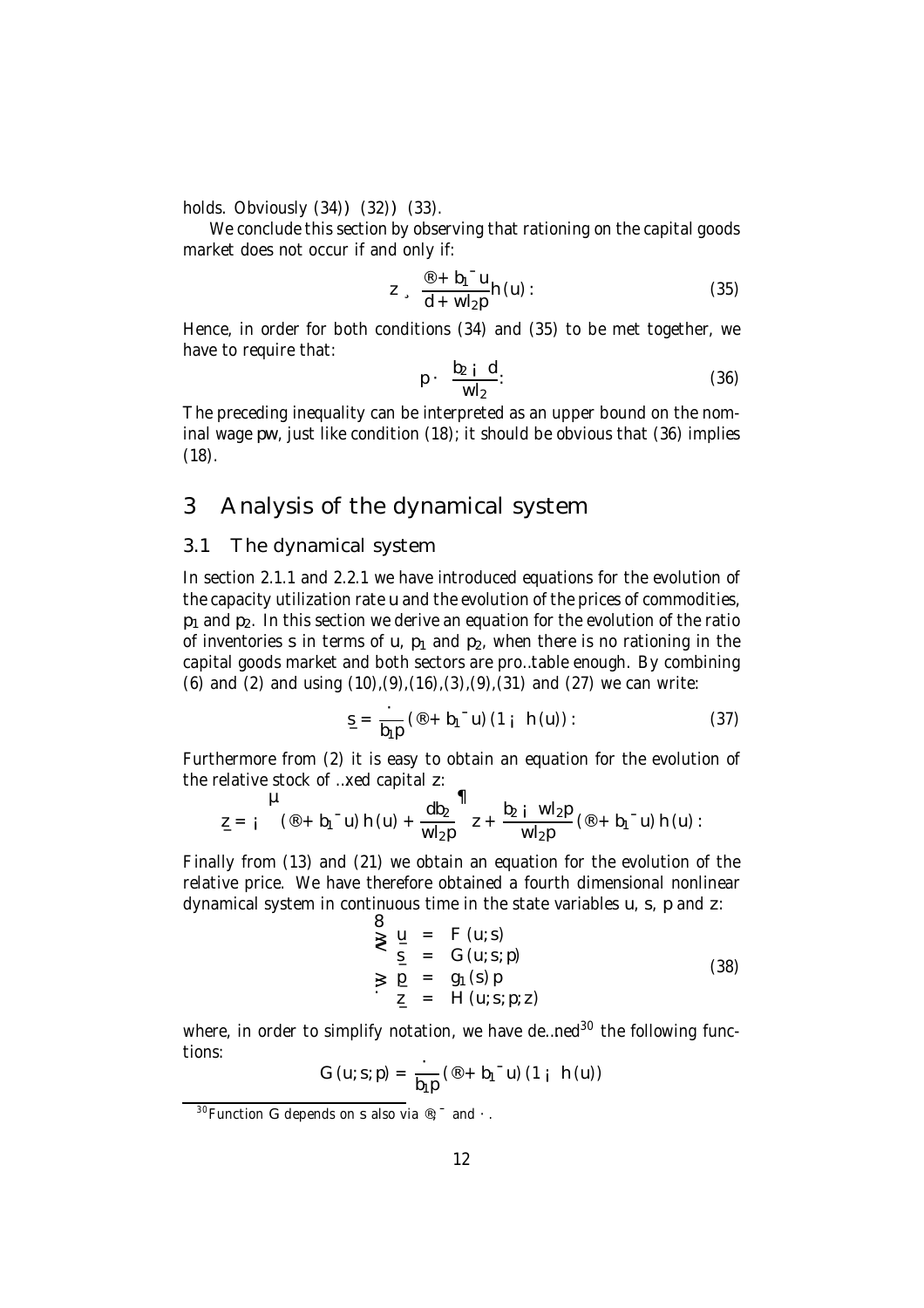holds. Obviously (34)⇒(32)⇒(33).

We conclude this section by observing that rationing on the capital goods market does not occur if and only if:

$$z \geq \frac{\alpha + b_1 \beta u}{d + w l_2 p} h(u). \tag{35}$$

Hence, in order for both conditions (34) and (35) to be met together, we have to require that:

$$p \leq \frac{b_2 - d}{w l_2}. \tag{36}$$

The preceding inequality can be interpreted as an upper bound on the nominal wage $pw$, just like condition (18); it should be obvious that (36) implies (18).

# 3 Analysis of the dynamical system

## 3.1 The dynamical system

In section 2.1.1 and 2.2.1 we have introduced equations for the evolution of the capacity utilization rate $u$ and the evolution of the prices of commodities, $p_1$ and $p_2$. In this section we derive an equation for the evolution of the ratio of inventories $s$ in terms of $u$, $p_1$ and $p_2$, when there is no rationing in the capital goods market and both sectors are profitable enough. By combining (6) and (2) and using (10),(9),(16),(3),(9),(31) and (27) we can write:

$$\dot{s} = \frac{\gamma}{b_1 p} (\alpha + b_1 \beta u)(1 - h(u)). \tag{37}$$

Furthermore from (2) it is easy to obtain an equation for the evolution of the relative stock of fixed capital $z$:

$$\dot{z} = -\left( (\alpha + b_1 \beta u) h(u) + \frac{d b_2}{w l_2 p} \right) z + \frac{b_2 - w l_2 p}{w l_2 p} (\alpha + b_1 \beta u) h(u).$$

Finally from (13) and (21) we obtain an equation for the evolution of the relative price. We have therefore obtained a fourth dimensional nonlinear dynamical system in continuous time in the state variables $u$, $s$, $p$ and $z$:

$$\begin{cases} \dot{u} = F(u; s) \\ \dot{s} = G(u; s; p) \\ \dot{p} = g_1(s) p \\ \dot{z} = H(u; s; p; z) \end{cases} \tag{38}$$

where, in order to simplify notation, we have defined[30] the following functions:

$$G(u; s; p) = \frac{\gamma}{b_1 p} (\alpha + b_1 \beta u)(1 - h(u))$$

[30] Function $G$ depends on $s$ also via $\alpha, \beta$ and $\gamma$.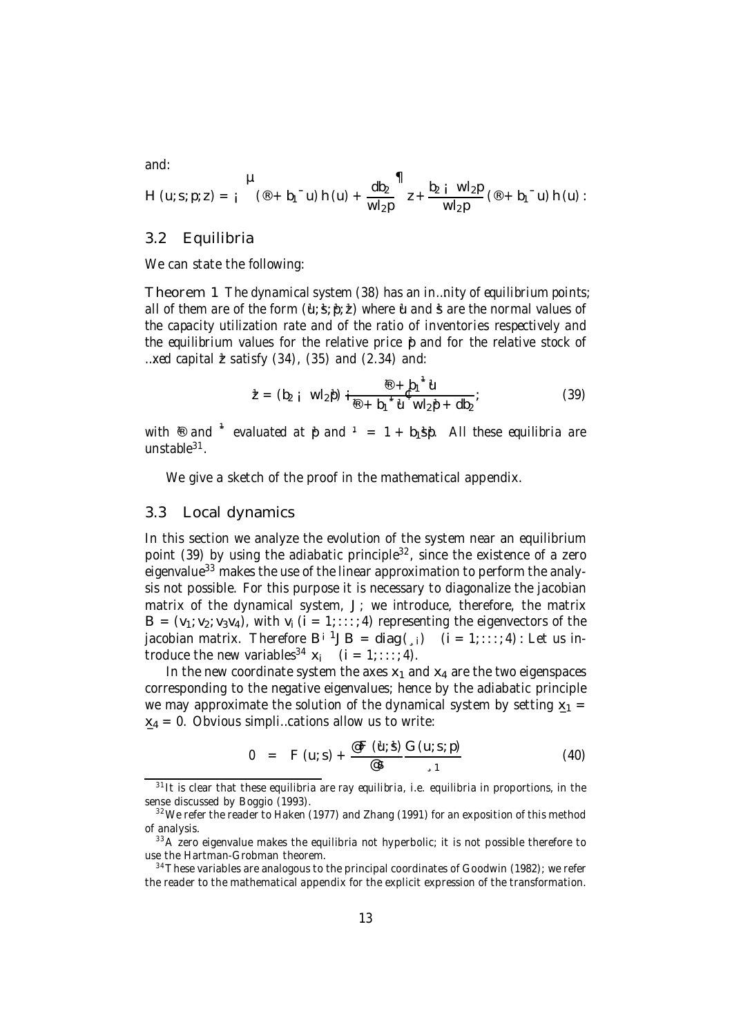and:

$$H(u;s;p;z) = -\left((\alpha + b_1 \beta u)\, h(u) + \frac{db_2}{wl_2 p}\right) z + \frac{b_2 - wl_2 p}{wl_2 p} (\alpha + b_1 \beta u)\, h(u):$$

## 3.2 Equilibria

We can state the following:

**Theorem 1** *The dynamical system (38) has an infinity of equilibrium points; all of them are of the form $(\bar{u};\bar{s};\bar{p};\bar{z})$ where $\bar{u}$ and $\bar{s}$ are the normal values of the capacity utilization rate and of the ratio of inventories respectively and the equilibrium values for the relative price $\bar{p}$ and for the relative stock of fixed capital $\bar{z}$ satisfy (34), (35) and (2.34) and:*

$$\bar{z} = (b_2 - wl_2\bar{p}) \frac{\bar{\alpha} + b_1 \bar{\beta} \bar{u}}{\bar{\alpha} + b_1 \bar{\beta} \bar{u} \, wl_2 \bar{p} + db_2}; \tag{39}$$

*with $\bar{\alpha}$ and $\bar{\beta}$ evaluated at $\bar{p}$ and $\bar{\mu} = 1 + b_1 \bar{s} \bar{p}$. All these equilibria are unstable*[31].

We give a sketch of the proof in the mathematical appendix.

## 3.3 Local dynamics

In this section we analyze the evolution of the system near an equilibrium point (39) by using the adiabatic principle[32], since the existence of a zero eigenvalue[33] makes the use of the linear approximation to perform the analysis not possible. For this purpose it is necessary to diagonalize the jacobian matrix of the dynamical system, $J$; we introduce, therefore, the matrix $B = (v_1; v_2; v_3 v_4)$, with $v_i$ $(i = 1; \ldots; 4)$ representing the eigenvectors of the jacobian matrix. Therefore $B^{-1} J B = diag(\lambda_i) \quad (i = 1; \ldots; 4)$: Let us introduce the new variables[34] $x_i \quad (i = 1; \ldots; 4)$.

In the new coordinate system the axes $x_1$ and $x_4$ are the two eigenspaces corresponding to the negative eigenvalues; hence by the adiabatic principle we may approximate the solution of the dynamical system by setting $\dot{x}_1 = \dot{x}_4 = 0$. Obvious simplifications allow us to write:

$$0 = F(u;s) + \frac{\partial F(\bar{u};\bar{s})}{\partial s} \frac{G(u;s;p)}{\lambda_1} \tag{40}$$

---

[31] It is clear that these equilibria are ray equilibria, i.e. equilibria in proportions, in the sense discussed by Boggio (1993).

[32] We refer the reader to Haken (1977) and Zhang (1991) for an exposition of this method of analysis.

[33] A zero eigenvalue makes the equilibria not hyperbolic; it is not possible therefore to use the Hartman-Grobman theorem.

[34] These variables are analogous to the principal coordinates of Goodwin (1982); we refer the reader to the mathematical appendix for the explicit expression of the transformation.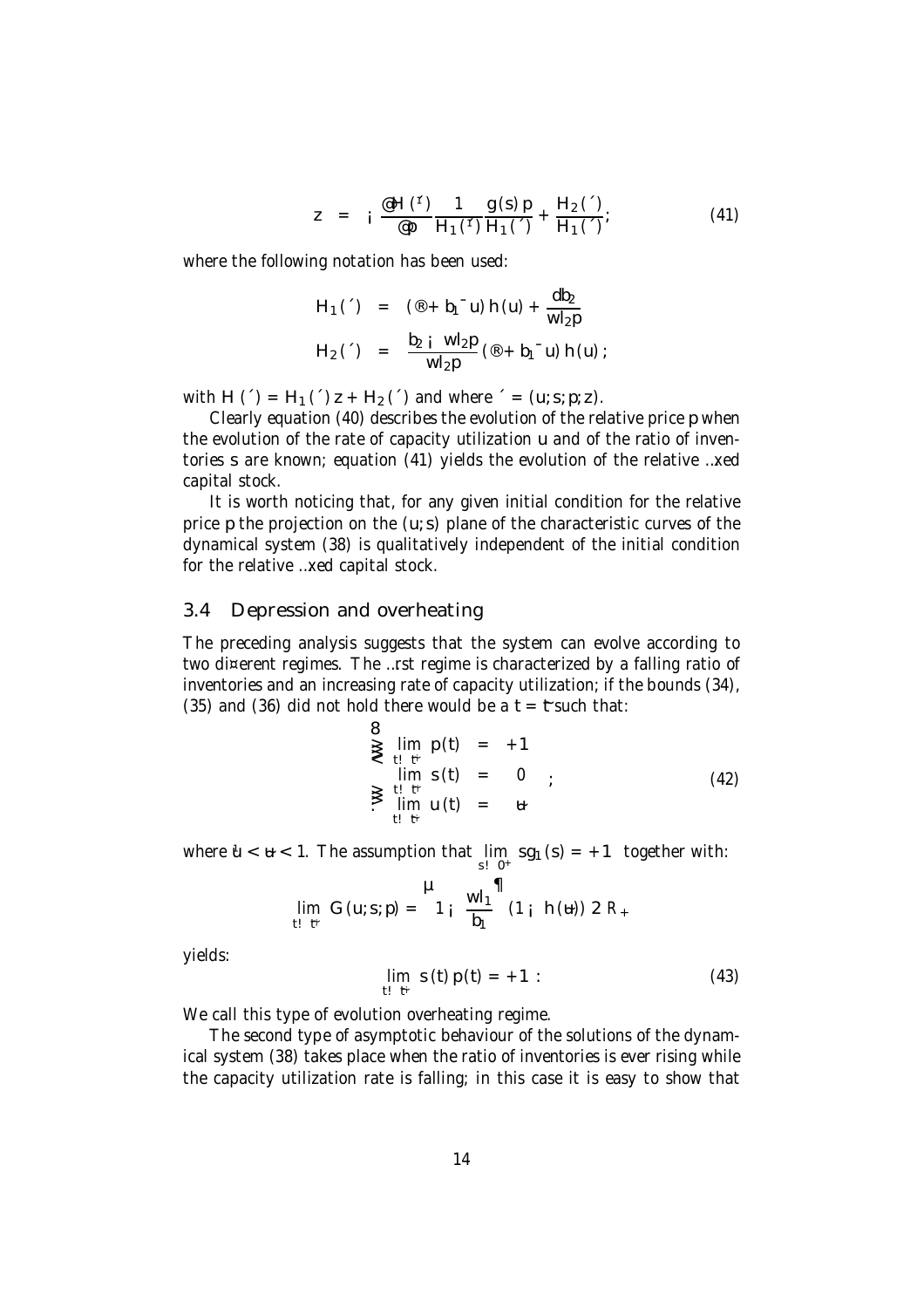$$z = -\frac{\partial H(\xi)}{\partial p} \frac{1}{H_1(\xi)} \frac{g(s)\,p}{H_1(\zeta)} + \frac{H_2(\zeta)}{H_1(\zeta)}; \tag{41}$$

where the following notation has been used:

$$\begin{aligned} H_1(\zeta) &= (\alpha + b_1 \beta u)\, h(u) + \frac{db_2}{wl_2 p} \\ H_2(\zeta) &= \frac{b_2 - wl_2 p}{wl_2 p} (\alpha + b_1 \beta u)\, h(u); \end{aligned}$$

with $H(\zeta) = H_1(\zeta)\, z + H_2(\zeta)$ and where $\zeta = (u; s; p; z)$.

Clearly equation (40) describes the evolution of the relative price $p$ when the evolution of the rate of capacity utilization $u$ and of the ratio of inventories $s$ are known; equation (41) yields the evolution of the relative fixed capital stock.

It is worth noticing that, for any given initial condition for the relative price $p$ the projection on the $(u; s)$ plane of the characteristic curves of the dynamical system (38) is qualitatively independent of the initial condition for the relative fixed capital stock.

## 3.4 Depression and overheating

The preceding analysis suggests that the system can evolve according to two different regimes. The first regime is characterized by a falling ratio of inventories and an increasing rate of capacity utilization; if the bounds (34), (35) and (36) did not hold there would be a $t = \bar{t}$ such that:

$$\begin{cases} \lim_{t \to \bar{t}} p(t) &= +\infty \\ \lim_{t \to \bar{t}} s(t) &= 0 \\ \lim_{t \to \bar{t}} u(t) &= \bar{u} \end{cases}; \tag{42}$$

where $\underline{u} < \bar{u} < 1$. The assumption that $\lim_{s \to 0^+} s g_1(s) = +\infty$ together with:

$$\lim_{t \to \bar{t}} G(u; s; p) = \left(1 - \frac{wl_1}{b_1}\right)(1 - h(\bar{u})) \in R_+$$

yields:

$$\lim_{t \to \bar{t}} s(t)\, p(t) = +\infty\,. \tag{43}$$

We call this type of evolution overheating regime.

The second type of asymptotic behaviour of the solutions of the dynamical system (38) takes place when the ratio of inventories is ever rising while the capacity utilization rate is falling; in this case it is easy to show that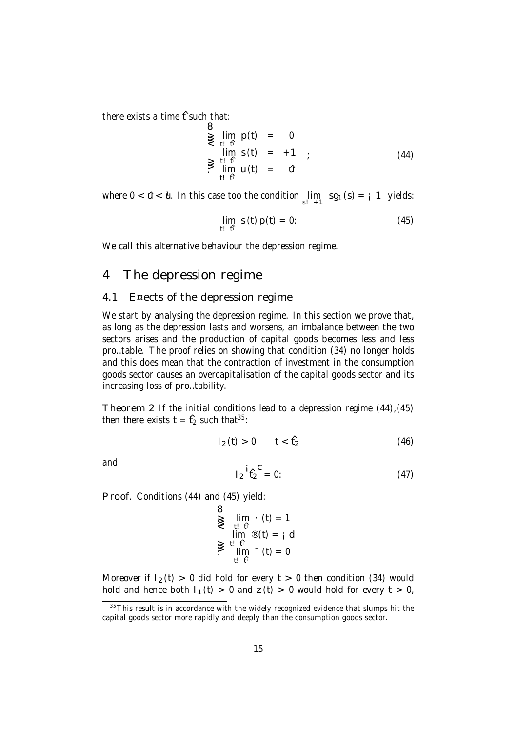there exists a time $\hat{t}$ such that:

$$\begin{cases} \lim_{t \to \hat{t}} p(t) &= 0 \\ \lim_{t \to \hat{t}} s(t) &= +\infty \\ \lim_{t \to \hat{t}} u(t) &= \hat{u} \end{cases} ; \tag{44}$$

where $0 < \hat{u} < \bar{u}$. In this case too the condition $\lim_{s \to +\infty} sg_1(s) = -1$ yields:

$$\lim_{t \to \hat{t}} s(t)\, p(t) = 0. \tag{45}$$

We call this alternative behaviour the depression regime.

# 4 The depression regime

## 4.1 Effects of the depression regime

We start by analysing the depression regime. In this section we prove that, as long as the depression lasts and worsens, an imbalance between the two sectors arises and the production of capital goods becomes less and less profitable. The proof relies on showing that condition (34) no longer holds and this does mean that the contraction of investment in the consumption goods sector causes an overcapitalisation of the capital goods sector and its increasing loss of profitability.

**Theorem 2** *If the initial conditions lead to a depression regime (44),(45) then there exists $t = \hat{t}_2$ such that*[35]*:*

$$I_2(t) > 0 \qquad t < \hat{t}_2 \tag{46}$$

*and*

$$I_2\left(\hat{t}_2\right) = 0. \tag{47}$$

**Proof.** Conditions (44) and (45) yield:

$$\begin{cases} \lim_{t \to \hat{t}} \kappa(t) = \infty \\ \lim_{t \to \hat{t}} \alpha(t) = -d \\ \lim_{t \to \hat{t}} \beta(t) = 0 \end{cases}$$

Moreover if $I_2(t) > 0$ did hold for every $t > 0$ then condition (34) would hold and hence both $I_1(t) > 0$ and $z(t) > 0$ would hold for every $t > 0$,

[35] This result is in accordance with the widely recognized evidence that slumps hit the capital goods sector more rapidly and deeply than the consumption goods sector.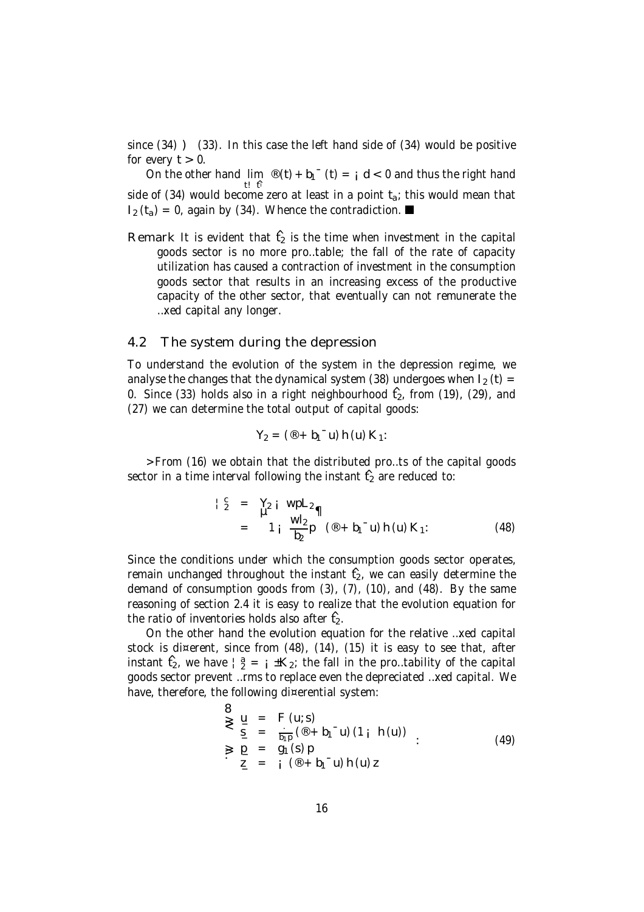since (34) $\Rightarrow$ (33). In this case the left hand side of (34) would be positive for every $t > 0$.

On the other hand $\lim_{t \to \hat{t}} \alpha(t) + b_1 \beta(t) = -d < 0$ and thus the right hand side of (34) would become zero at least in a point $t_a$; this would mean that $I_2(t_a) = 0$, again by (34). Whence the contradiction. ∎

**Remark** It is evident that $\hat{t}_2$ is the time when investment in the capital goods sector is no more profitable; the fall of the rate of capacity utilization has caused a contraction of investment in the consumption goods sector that results in an increasing excess of the productive capacity of the other sector, that eventually can not remunerate the fixed capital any longer.

## 4.2 The system during the depression

To understand the evolution of the system in the depression regime, we analyse the changes that the dynamical system (38) undergoes when $I_2(t) = 0$. Since (33) holds also in a right neighbourhood $\hat{t}_2$, from (19), (29), and (27) we can determine the total output of capital goods:

$$Y_2 = (\alpha + b_1 \beta u) h(u) K_1.$$

From (16) we obtain that the distributed profits of the capital goods sector in a time interval following the instant $\hat{t}_2$ are reduced to:

$$\begin{aligned} \Pi_2^c &= Y_2 - wpL_2 \\ &= \left(1 - \frac{wl_2}{b_2} p\right) (\alpha + b_1 \beta u) h(u) K_1. \end{aligned} \tag{48}$$

Since the conditions under which the consumption goods sector operates, remain unchanged throughout the instant $\hat{t}_2$, we can easily determine the demand of consumption goods from (3), (7), (10), and (48). By the same reasoning of section 2.4 it is easy to realize that the evolution equation for the ratio of inventories holds also after $\hat{t}_2$.

On the other hand the evolution equation for the relative fixed capital stock is different, since from (48), (14), (15) it is easy to see that, after instant $\hat{t}_2$, we have $\Pi_2^a = -\delta K_2$; the fall in the profitability of the capital goods sector prevent firms to replace even the depreciated fixed capital. We have, therefore, the following differential system:

$$\begin{cases} \dot{u} = F(u; s) \\ \dot{s} = \frac{1}{b_1 p} (\alpha + b_1 \beta u)(1 - h(u)) \\ \dot{p} = g_1(s) p \\ \dot{z} = -(\alpha + b_1 \beta u) h(u) z \end{cases} . \tag{49}$$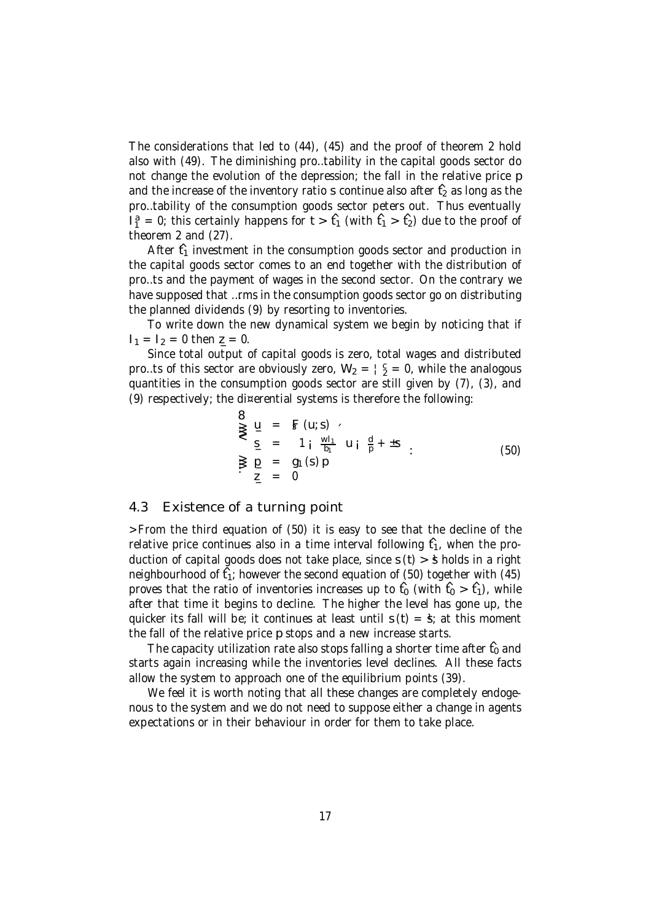The considerations that led to (44), (45) and the proof of theorem 2 hold also with (49). The diminishing profitability in the capital goods sector do not change the evolution of the depression; the fall in the relative price $p$ and the increase of the inventory ratio $s$ continue also after $\hat{t}_2$ as long as the profitability of the consumption goods sector peters out. Thus eventually $I_1^a = 0$; this certainly happens for $t > \hat{t}_1$ (with $\hat{t}_1 > \hat{t}_2$) due to the proof of theorem 2 and (27).

After $\hat{t}_1$ investment in the consumption goods sector and production in the capital goods sector comes to an end together with the distribution of profits and the payment of wages in the second sector. On the contrary we have supposed that firms in the consumption goods sector go on distributing the planned dividends (9) by resorting to inventories.

To write down the new dynamical system we begin by noticing that if $I_1 = I_2 = 0$ then $\underline{z} = 0$.

Since total output of capital goods is zero, total wages and distributed profits of this sector are obviously zero, $W_2 = \Pi_2^c = 0$, while the analogous quantities in the consumption goods sector are still given by (7), (3), and (9) respectively; the differential systems is therefore the following:

$$
\begin{cases}
\underline{u} & = & F(u; s) \\
\underline{s} & = & \left(1 - \frac{w l_1}{b_1}\right) u - \frac{d}{p} + \delta s \\
\underline{p} & = & g_1(s)\, p \\
\underline{z} & = & 0
\end{cases}
\tag{50}
$$

## 4.3 Existence of a turning point

From the third equation of (50) it is easy to see that the decline of the relative price continues also in a time interval following $\hat{t}_1$, when the production of capital goods does not take place, since $s(t) > \bar{s}$ holds in a right neighbourhood of $\hat{t}_1$; however the second equation of (50) together with (45) proves that the ratio of inventories increases up to $\hat{t}_0$ (with $\hat{t}_0 > \hat{t}_1$), while after that time it begins to decline. The higher the level has gone up, the quicker its fall will be; it continues at least until $s(t) = \bar{s}$; at this moment the fall of the relative price $p$ stops and a new increase starts.

The capacity utilization rate also stops falling a shorter time after $\hat{t}_0$ and starts again increasing while the inventories level declines. All these facts allow the system to approach one of the equilibrium points (39).

We feel it is worth noting that all these changes are completely endogenous to the system and we do not need to suppose either a change in agents expectations or in their behaviour in order for them to take place.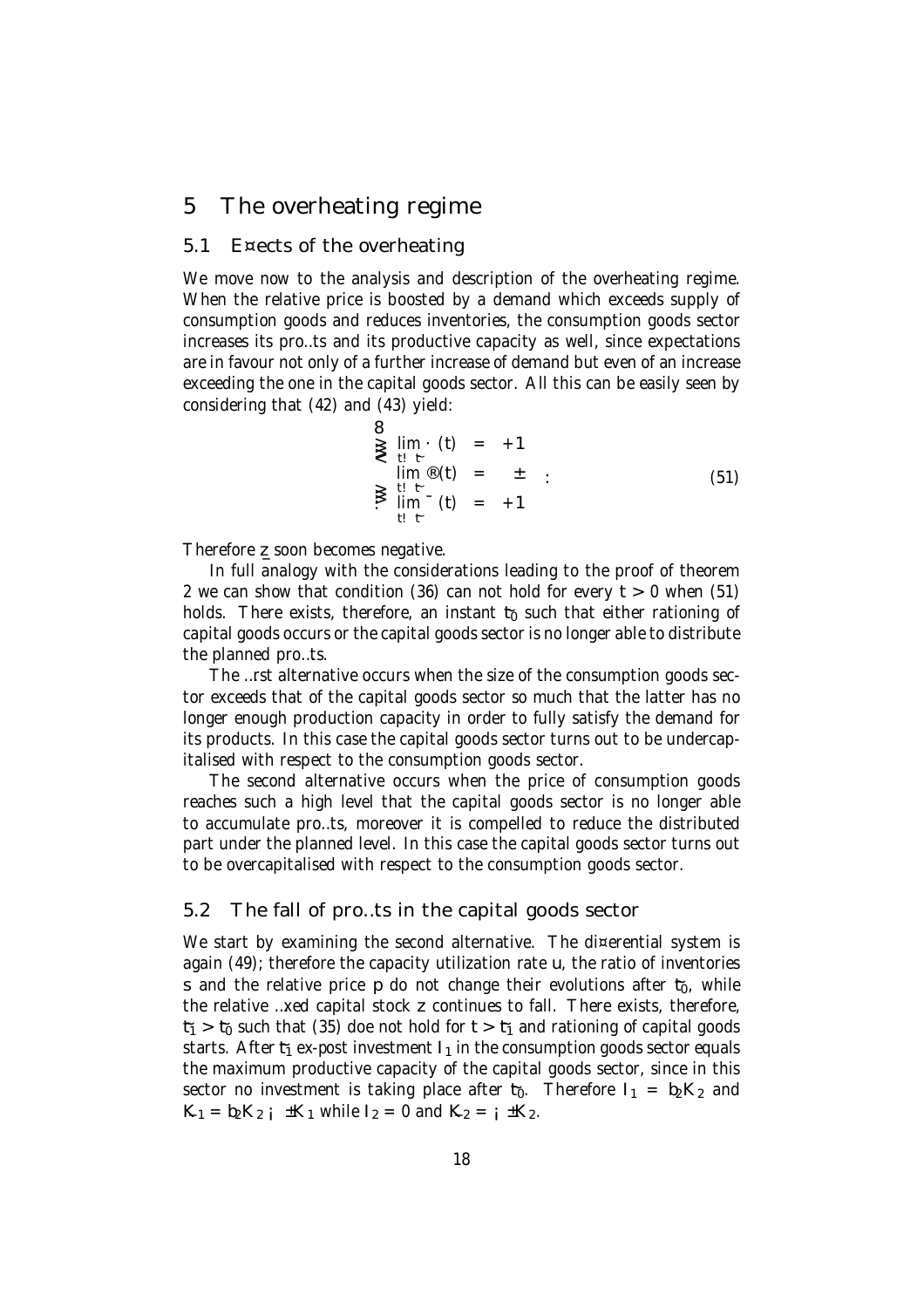## 5 The overheating regime

### 5.1 Effects of the overheating

We move now to the analysis and description of the overheating regime. When the relative price is boosted by a demand which exceeds supply of consumption goods and reduces inventories, the consumption goods sector increases its profits and its productive capacity as well, since expectations are in favour not only of a further increase of demand but even of an increase exceeding the one in the capital goods sector. All this can be easily seen by considering that (42) and (43) yield:

$$
\begin{cases}
\lim_{t \to \bar{t}} \kappa(t) = +\infty \\
\lim_{t \to \bar{t}} \alpha(t) = \delta \\
\lim_{t \to \bar{t}} \beta(t) = +\infty
\end{cases}
. \tag{51}
$$

Therefore $\dot{z}$ soon becomes negative.

In full analogy with the considerations leading to the proof of theorem 2 we can show that condition (36) can not hold for every $t > 0$ when (51) holds. There exists, therefore, an instant $t_0$ such that either rationing of capital goods occurs or the capital goods sector is no longer able to distribute the planned profits.

The first alternative occurs when the size of the consumption goods sector exceeds that of the capital goods sector so much that the latter has no longer enough production capacity in order to fully satisfy the demand for its products. In this case the capital goods sector turns out to be undercapitalised with respect to the consumption goods sector.

The second alternative occurs when the price of consumption goods reaches such a high level that the capital goods sector is no longer able to accumulate profits, moreover it is compelled to reduce the distributed part under the planned level. In this case the capital goods sector turns out to be overcapitalised with respect to the consumption goods sector.

### 5.2 The fall of profits in the capital goods sector

We start by examining the second alternative. The differential system is again (49); therefore the capacity utilization rate $u$, the ratio of inventories $s$ and the relative price $p$ do not change their evolutions after $t_0$, while the relative fixed capital stock $z$ continues to fall. There exists, therefore, $t_1 > t_0$ such that (35) doe not hold for $t > t_1$ and rationing of capital goods starts. After $t_1$ ex-post investment $I_1$ in the consumption goods sector equals the maximum productive capacity of the capital goods sector, since in this sector no investment is taking place after $t_0$. Therefore $I_1 = b_2 K_2$ and $\dot{K}_1 = b_2 K_2 - \delta K_1$ while $I_2 = 0$ and $\dot{K}_2 = -\delta K_2$.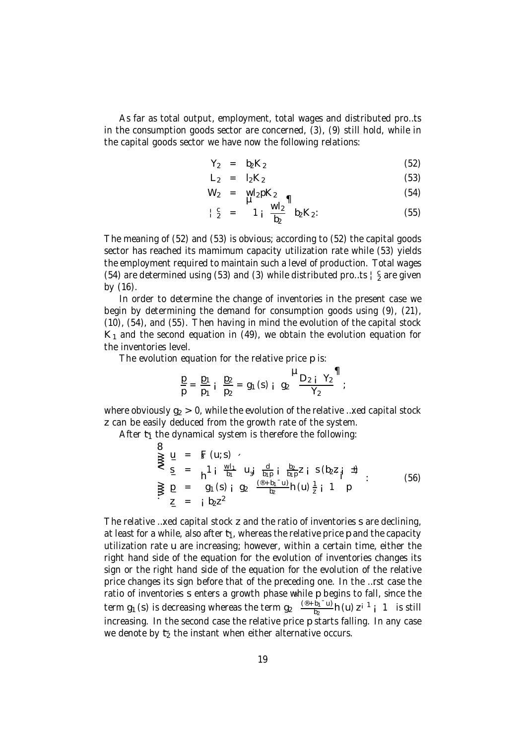As far as total output, employment, total wages and distributed profits in the consumption goods sector are concerned, (3), (9) still hold, while in the capital goods sector we have now the following relations:

$$
\begin{aligned}
Y_2 &= b_2 K_2 & (52)\\
L_2 &= l_2 K_2 & (53)\\
W_2 &= w l_2 p K_2 & (54)\\
\Pi_2^c &= \left(1 - \frac{w l_2}{b_2}\right) b_2 K_2 . & (55)
\end{aligned}
$$

The meaning of (52) and (53) is obvious; according to (52) the capital goods sector has reached its mamimum capacity utilization rate while (53) yields the employment required to maintain such a level of production. Total wages (54) are determined using (53) and (3) while distributed profits $\Pi_2^c$ are given by (16).

In order to determine the change of inventories in the present case we begin by determining the demand for consumption goods using (9), (21), (10), (54), and (55). Then having in mind the evolution of the capital stock $K_1$ and the second equation in (49), we obtain the evolution equation for the inventories level.

The evolution equation for the relative price $p$ is:

$$
\frac{\dot{p}}{p} = \frac{\dot{p}_1}{p_1} - \frac{\dot{p}_2}{p_2} = g_1(s) - g_2\left(\frac{D_2 - Y_2}{Y_2}\right);
$$

where obviously $g_2' > 0$, while the evolution of the relative fixed capital stock $z$ can be easily deduced from the growth rate of the system.

After $t_1$ the dynamical system is therefore the following:

$$
\begin{cases}
\dot{u} = F(u; s) \\
\dot{s} = \left[\left(1 - \frac{w l_1}{b_1}\right) u - \frac{d}{b_1 p} - \frac{b_2}{b_1 p} z - s(b_2 z - \pm)\right] \\
\dot{p} = \left[g_1(s) - g_2\left(\frac{(\alpha + b_1 \beta u)}{b_2} h(u) \frac{1}{z} - 1\right)\right] p \\
\dot{z} = -b_2 z^2
\end{cases} \tag{56}
$$

The relative fixed capital stock $z$ and the ratio of inventories $s$ are declining, at least for a while, also after $t_1$, whereas the relative price $p$ and the capacity utilization rate $u$ are increasing; however, within a certain time, either the right hand side of the equation for the evolution of inventories changes its sign or the right hand side of the equation for the evolution of the relative price changes its sign before that of the preceding one. In the first case the ratio of inventories $s$ enters a growth phase while $p$ begins to fall, since the term $g_1(s)$ is decreasing whereas the term $g_2\left(\frac{(\alpha + b_1 \beta u)}{b_2} h(u) z^{-1} - 1\right)$ is still increasing. In the second case the relative price $p$ starts falling. In any case we denote by $t_2$ the instant when either alternative occurs.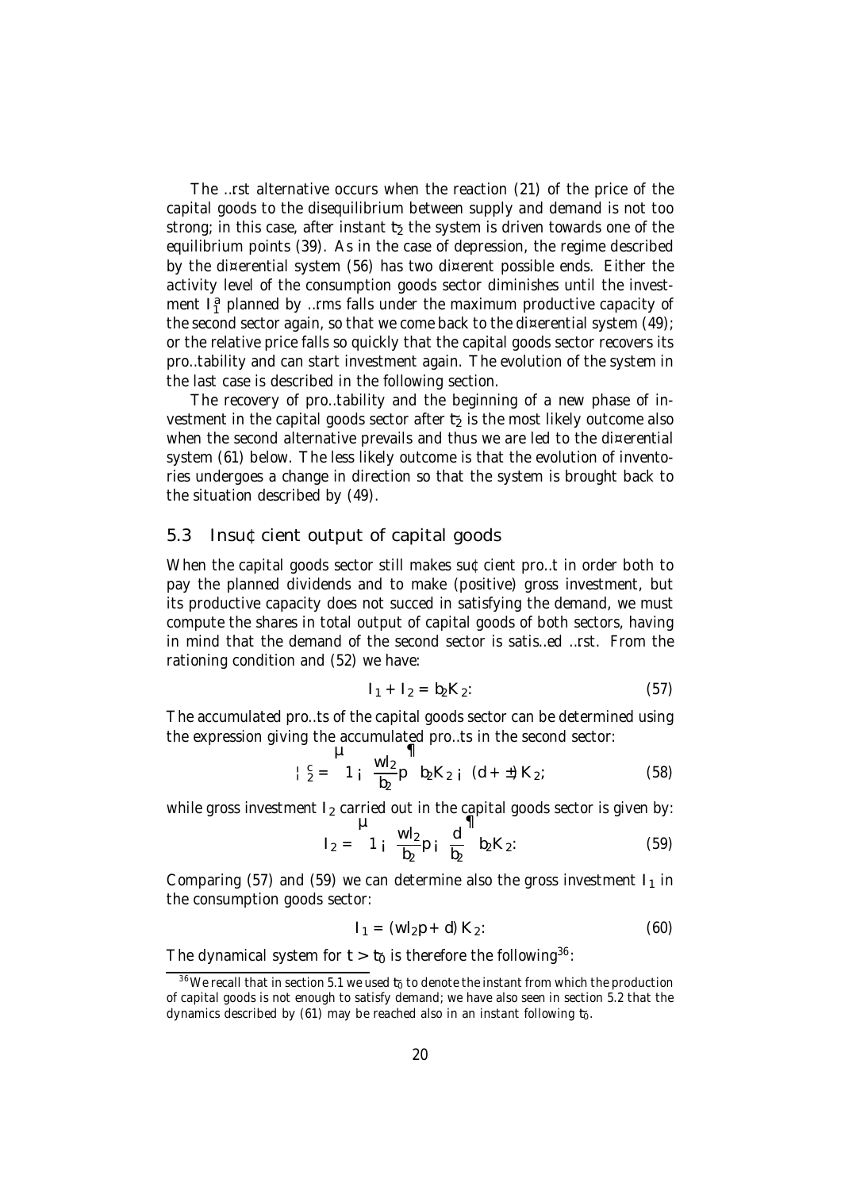The first alternative occurs when the reaction (21) of the price of the capital goods to the disequilibrium between supply and demand is not too strong; in this case, after instant $t_2$ the system is driven towards one of the equilibrium points (39). As in the case of depression, the regime described by the differential system (56) has two different possible ends. Either the activity level of the consumption goods sector diminishes until the investment $I_1^a$ planned by firms falls under the maximum productive capacity of the second sector again, so that we come back to the differential system (49); or the relative price falls so quickly that the capital goods sector recovers its profitability and can start investment again. The evolution of the system in the last case is described in the following section.

The recovery of profitability and the beginning of a new phase of investment in the capital goods sector after $t_2$ is the most likely outcome also when the second alternative prevails and thus we are led to the differential system (61) below. The less likely outcome is that the evolution of inventories undergoes a change in direction so that the system is brought back to the situation described by (49).

## 5.3 Insufficient output of capital goods

When the capital goods sector still makes sufficient profit in order both to pay the planned dividends and to make (positive) gross investment, but its productive capacity does not succed in satisfying the demand, we must compute the shares in total output of capital goods of both sectors, having in mind that the demand of the second sector is satisfied first. From the rationing condition and (52) we have:

$$I_1 + I_2 = b_2 K_2. \tag{57}$$

The accumulated profits of the capital goods sector can be determined using the expression giving the accumulated profits in the second sector:

$$\Pi_2^c = \left(1 - \frac{wl_2}{b_2} p\right) b_2 K_2 - (d + \delta) K_2, \tag{58}$$

while gross investment $I_2$ carried out in the capital goods sector is given by:

$$I_2 = \left(1 - \frac{wl_2}{b_2} p - \frac{d}{b_2}\right) b_2 K_2. \tag{59}$$

Comparing (57) and (59) we can determine also the gross investment $I_1$ in the consumption goods sector:

$$I_1 = (wl_2 p + d) K_2. \tag{60}$$

The dynamical system for $t > t_0$ is therefore the following[36]:

[36] We recall that in section 5.1 we used $t_0$ to denote the instant from which the production of capital goods is not enough to satisfy demand; we have also seen in section 5.2 that the dynamics described by (61) may be reached also in an instant following $t_0$.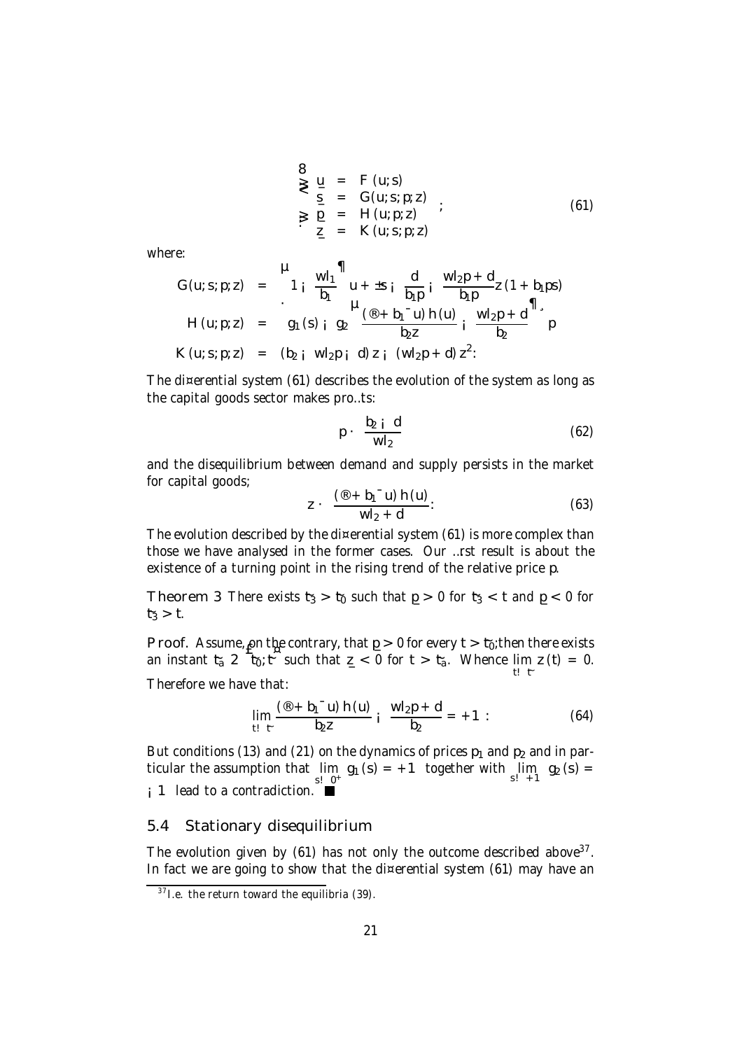$$\begin{cases} \dot{u} &= F(u;s) \\ \dot{s} &= G(u;s;p;z) \\ \dot{p} &= H(u;p;z) \\ \dot{z} &= K(u;s;p;z) \end{cases}; \tag{61}$$

where:

$$\begin{aligned} G(u;s;p;z) &= \left(1 - \frac{wl_1}{b_1}\right)u + \pm s - \frac{d}{b_1 p} - \frac{wl_2 p + d}{b_1 p} z (1 + b_1 ps) \\ H(u;p;z) &= \left[g_1(s) - g_2\left(\frac{(\alpha + b_1 \beta u) h(u)}{b_2 z} - \frac{wl_2 p + d}{b_2}\right)\right] p \\ K(u;s;p;z) &= (b_2 - wl_2 p - d) z - (wl_2 p + d) z^2 : \end{aligned}$$

The differential system (61) describes the evolution of the system as long as the capital goods sector makes profits:

$$p \cdot \frac{b_2 - d}{wl_2} \tag{62}$$

and the disequilibrium between demand and supply persists in the market for capital goods;

$$z \cdot \frac{(\alpha + b_1 \beta u) h(u)}{wl_2 + d} : \tag{63}$$

The evolution described by the differential system (61) is more complex than those we have analysed in the former cases. Our first result is about the existence of a turning point in the rising trend of the relative price $p$.

**Theorem 3** *There exists $t_3 > t_0$ such that $\dot{p} > 0$ for $t_3 < t$ and $\dot{p} < 0$ for $t_3 > t$.*

**Proof.** Assume, on the contrary, that $\dot{p} > 0$ for every $t > t_0$; then there exists an instant $t_a \in [t_0; \bar{t}]$ such that $\dot{z} < 0$ for $t > t_a$. Whence $\lim_{t \to \bar{t}} z(t) = 0$. Therefore we have that:

$$\lim_{t \to \bar{t}} \frac{(\alpha + b_1 \beta u) h(u)}{b_2 z} - \frac{wl_2 p + d}{b_2} = +\infty : \tag{64}$$

But conditions (13) and (21) on the dynamics of prices $p_1$ and $p_2$ and in particular the assumption that $\lim_{s \to 0^+} g_1(s) = +\infty$ together with $\lim_{s \to +\infty} g_2(s) = -\infty$ lead to a contradiction. ■

## 5.4 Stationary disequilibrium

The evolution given by (61) has not only the outcome described above[37]. In fact we are going to show that the differential system (61) may have an

[37] I.e. the return toward the equilibria (39).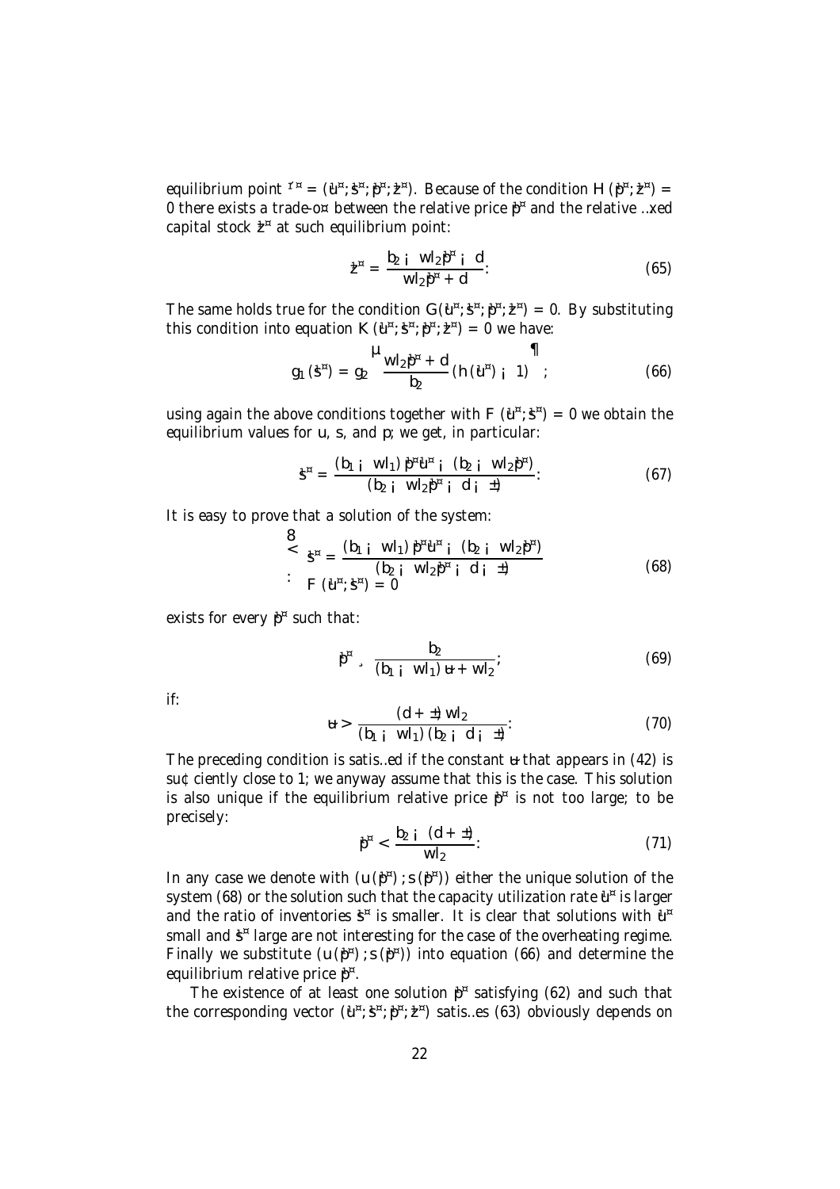equilibrium point $\Gamma^* = (\bar{u}^*, \bar{s}^*, \bar{p}^*, \bar{z}^*)$. Because of the condition $H(\bar{p}^*, \bar{z}^*) = 0$ there exists a trade-off between the relative price $\bar{p}^*$ and the relative fixed capital stock $\bar{z}^*$ at such equilibrium point:

$$\bar{z}^* = \frac{b_2 - wl_2\bar{p}^* - d}{wl_2\bar{p}^* + d}. \tag{65}$$

The same holds true for the condition $G(\bar{u}^*, \bar{s}^*, \bar{p}^*, \bar{z}^*) = 0$. By substituting this condition into equation $K(\bar{u}^*, \bar{s}^*, \bar{p}^*, \bar{z}^*) = 0$ we have:

$$g_1(\bar{s}^*) = g_2\left(\frac{wl_2\bar{p}^* + d}{b_2}(h(\bar{u}^*) - 1)\right); \tag{66}$$

using again the above conditions together with $F(\bar{u}^*, \bar{s}^*) = 0$ we obtain the equilibrium values for $u$, $s$, and $p$; we get, in particular:

$$\bar{s}^* = \frac{(b_1 - wl_1)\bar{p}^*\bar{u}^* - (b_2 - wl_2\bar{p}^*)}{(b_2 - wl_2\bar{p}^* - d - \delta)}. \tag{67}$$

It is easy to prove that a solution of the system:

$$\begin{cases} \bar{s}^* = \dfrac{(b_1 - wl_1)\bar{p}^*\bar{u}^* - (b_2 - wl_2\bar{p}^*)}{(b_2 - wl_2\bar{p}^* - d - \delta)} \\ F(\bar{u}^*, \bar{s}^*) = 0 \end{cases} \tag{68}$$

exists for every $\bar{p}^*$ such that:

$$\bar{p}^* \geq \frac{b_2}{(b_1 - wl_1)\,\bar{u} + wl_2}, \tag{69}$$

if:

$$\bar{u} > \frac{(d + \delta)\,wl_2}{(b_1 - wl_1)(b_2 - d - \delta)}. \tag{70}$$

The preceding condition is satisfied if the constant $\bar{u}$ that appears in (42) is sufficiently close to 1; we anyway assume that this is the case. This solution is also unique if the equilibrium relative price $\bar{p}^*$ is not too large; to be precisely:

$$\bar{p}^* < \frac{b_2 - (d + \delta)}{wl_2}. \tag{71}$$

In any case we denote with $(u(\bar{p}^*), s(\bar{p}^*))$ either the unique solution of the system (68) or the solution such that the capacity utilization rate $\bar{u}^*$ is larger and the ratio of inventories $\bar{s}^*$ is smaller. It is clear that solutions with $\bar{u}^*$ small and $\bar{s}^*$ large are not interesting for the case of the overheating regime. Finally we substitute $(u(\bar{p}^*), s(\bar{p}^*))$ into equation (66) and determine the equilibrium relative price $\bar{p}^*$.

The existence of at least one solution $\bar{p}^*$ satisfying (62) and such that the corresponding vector $(\bar{u}^*, \bar{s}^*, \bar{p}^*, \bar{z}^*)$ satisfies (63) obviously depends on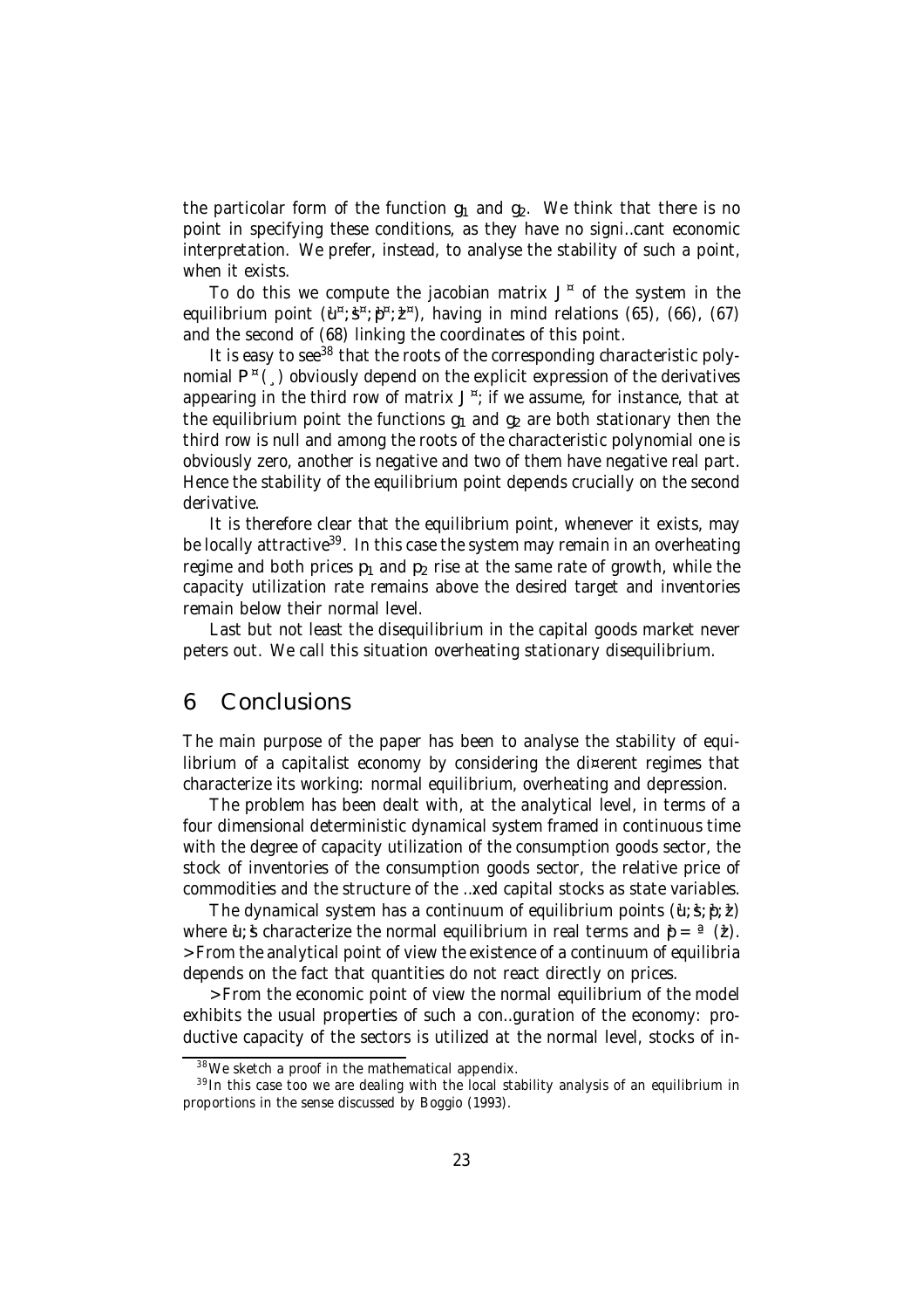the particolar form of the function $g_1$ and $g_2$. We think that there is no point in specifying these conditions, as they have no significant economic interpretation. We prefer, instead, to analyse the stability of such a point, when it exists.

To do this we compute the jacobian matrix $J^*$ of the system in the equilibrium point $(\hat{u}^*, \hat{s}^*, \hat{p}^*, \hat{z}^*)$, having in mind relations (65), (66), (67) and the second of (68) linking the coordinates of this point.

It is easy to see[38] that the roots of the corresponding characteristic polynomial $P^*(\lambda)$ obviously depend on the explicit expression of the derivatives appearing in the third row of matrix $J^*$; if we assume, for instance, that at the equilibrium point the functions $g_1$ and $g_2$ are both stationary then the third row is null and among the roots of the characteristic polynomial one is obviously zero, another is negative and two of them have negative real part. Hence the stability of the equilibrium point depends crucially on the second derivative.

It is therefore clear that the equilibrium point, whenever it exists, may be locally attractive[39]. In this case the system may remain in an overheating regime and both prices $p_1$ and $p_2$ rise at the same rate of growth, while the capacity utilization rate remains above the desired target and inventories remain below their normal level.

Last but not least the disequilibrium in the capital goods market never peters out. We call this situation overheating stationary disequilibrium.

# 6 Conclusions

The main purpose of the paper has been to analyse the stability of equilibrium of a capitalist economy by considering the different regimes that characterize its working: normal equilibrium, overheating and depression.

The problem has been dealt with, at the analytical level, in terms of a four dimensional deterministic dynamical system framed in continuous time with the degree of capacity utilization of the consumption goods sector, the stock of inventories of the consumption goods sector, the relative price of commodities and the structure of the fixed capital stocks as state variables.

The dynamical system has a continuum of equilibrium points $(\hat{u}, \hat{s}, \hat{p}, \hat{z})$ where $\hat{u}, \hat{s}$ characterize the normal equilibrium in real terms and $\hat{p} = \phi(\hat{z})$. From the analytical point of view the existence of a continuum of equilibria depends on the fact that quantities do not react directly on prices.

From the economic point of view the normal equilibrium of the model exhibits the usual properties of such a configuration of the economy: productive capacity of the sectors is utilized at the normal level, stocks of in-

[38] We sketch a proof in the mathematical appendix.

[39] In this case too we are dealing with the local stability analysis of an equilibrium in proportions in the sense discussed by Boggio (1993).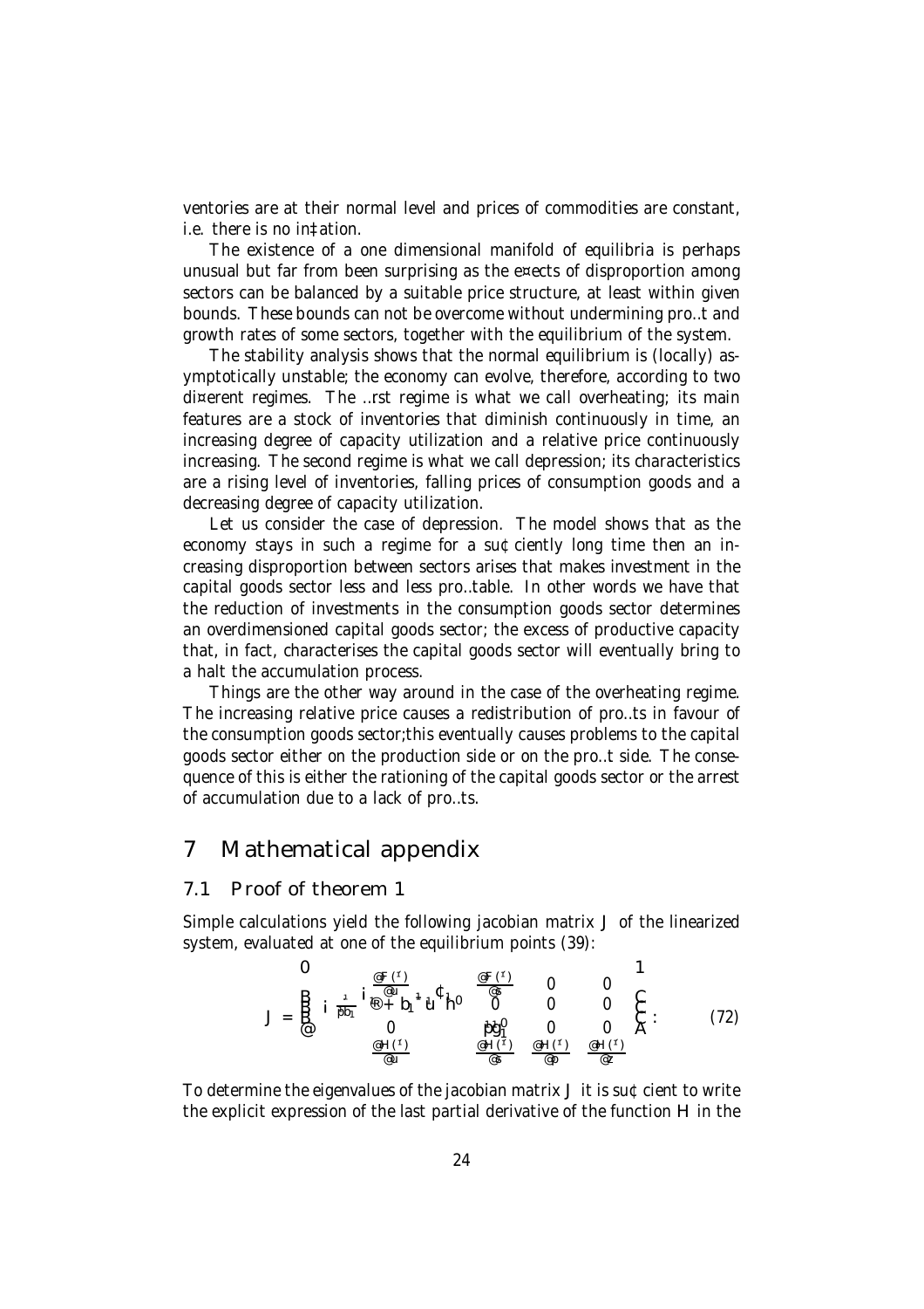ventories are at their normal level and prices of commodities are constant, i.e. there is no inflation.

The existence of a one dimensional manifold of equilibria is perhaps unusual but far from been surprising as the effects of disproportion among sectors can be balanced by a suitable price structure, at least within given bounds. These bounds can not be overcome without undermining profit and growth rates of some sectors, together with the equilibrium of the system.

The stability analysis shows that the normal equilibrium is (locally) asymptotically unstable; the economy can evolve, therefore, according to two different regimes. The first regime is what we call overheating; its main features are a stock of inventories that diminish continuously in time, an increasing degree of capacity utilization and a relative price continuously increasing. The second regime is what we call depression; its characteristics are a rising level of inventories, falling prices of consumption goods and a decreasing degree of capacity utilization.

Let us consider the case of depression. The model shows that as the economy stays in such a regime for a sufficiently long time then an increasing disproportion between sectors arises that makes investment in the capital goods sector less and less profitable. In other words we have that the reduction of investments in the consumption goods sector determines an overdimensioned capital goods sector; the excess of productive capacity that, in fact, characterises the capital goods sector will eventually bring to a halt the accumulation process.

Things are the other way around in the case of the overheating regime. The increasing relative price causes a redistribution of profits in favour of the consumption goods sector;this eventually causes problems to the capital goods sector either on the production side or on the profit side. The consequence of this is either the rationing of the capital goods sector or the arrest of accumulation due to a lack of profits.

## 7 Mathematical appendix

### 7.1 Proof of theorem 1

Simple calculations yield the following jacobian matrix $J$ of the linearized system, evaluated at one of the equilibrium points (39):

$$J = \begin{pmatrix} -\frac{1}{\bar{p}b_1}\left[\frac{\partial F(\bar{x})}{\partial u} + b_1\bar{u}\right]h^0 & \frac{\partial F(\bar{x})}{\partial s} & 0 & 0 \\ 0 & 0 & 0 & 0 \\ 0 & \bar{p}g_1^0 & 0 & 0 \\ \frac{\partial H(\bar{x})}{\partial u} & \frac{\partial H(\bar{x})}{\partial s} & \frac{\partial H(\bar{x})}{\partial p} & \frac{\partial H(\bar{x})}{\partial z} \end{pmatrix}. \qquad (72)$$

To determine the eigenvalues of the jacobian matrix $J$ it is sufficient to write the explicit expression of the last partial derivative of the function $H$ in the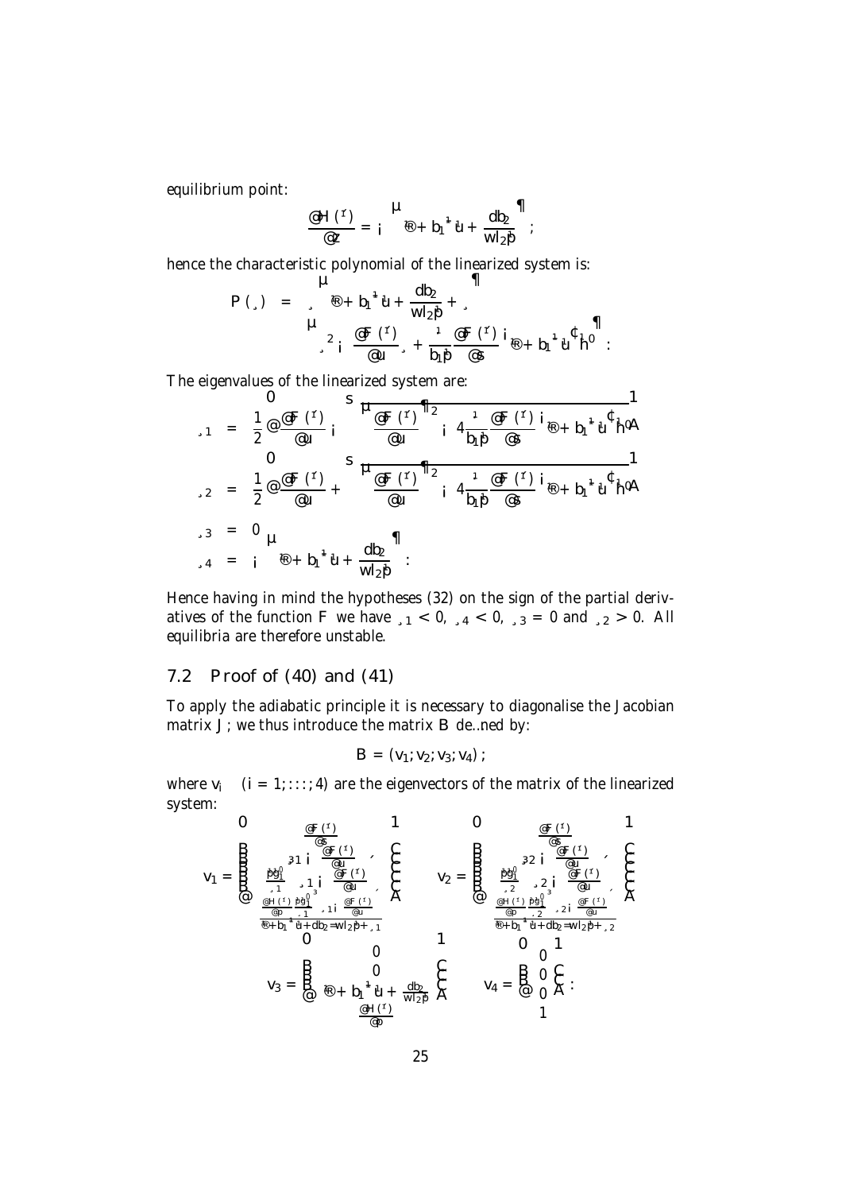equilibrium point:

$$\frac{\partial H(\tau)}{\partial z} = -\left(\alpha + b_1^{\mu}\bar{u} + \frac{db_2}{wl_2\bar{p}}\right);$$

hence the characteristic polynomial of the linearized system is:

$$\begin{aligned}
P(\lambda) &= \lambda\left(\alpha + b_1^{\mu}\bar{u} + \frac{db_2}{wl_2\bar{p}} + \lambda\right) \\
&\quad \left(\lambda^2 - \frac{\partial F(\tau)}{\partial u}\lambda + \frac{\mu}{b_1\bar{p}}\frac{\partial F(\tau)}{\partial s}\left(\alpha + b_1^{\mu}\bar{u}\right)h'\right):
\end{aligned}$$

The eigenvalues of the linearized system are:

$$\begin{aligned}
\lambda_1 &= \frac{1}{2}\left(\frac{\partial F(\tau)}{\partial u} - \sqrt{\left(\frac{\partial F(\tau)}{\partial u}\right)^2 - 4\frac{\mu}{b_1\bar{p}}\frac{\partial F(\tau)}{\partial s}\left(\alpha + b_1^{\mu}\bar{u}\right)h'}\right) \\
\lambda_2 &= \frac{1}{2}\left(\frac{\partial F(\tau)}{\partial u} + \sqrt{\left(\frac{\partial F(\tau)}{\partial u}\right)^2 - 4\frac{\mu}{b_1\bar{p}}\frac{\partial F(\tau)}{\partial s}\left(\alpha + b_1^{\mu}\bar{u}\right)h'}\right) \\
\lambda_3 &= 0 \\
\lambda_4 &= -\left(\alpha + b_1^{\mu}\bar{u} + \frac{db_2}{wl_2\bar{p}}\right):
\end{aligned}$$

Hence having in mind the hypotheses (32) on the sign of the partial derivatives of the function $F$ we have $\lambda_1 < 0$, $\lambda_4 < 0$, $\lambda_3 = 0$ and $\lambda_2 > 0$. All equilibria are therefore unstable.

## 7.2 Proof of (40) and (41)

To apply the adiabatic principle it is necessary to diagonalise the Jacobian matrix $J$; we thus introduce the matrix $B$ defined by:

$$B = (v_1; v_2; v_3; v_4);$$

where $v_i \quad (i = 1; \ldots; 4)$ are the eigenvectors of the matrix of the linearized system:

$$v_1 = \begin{pmatrix} \dfrac{\frac{\partial F(\tau)}{\partial s}}{\left(\lambda_1 - \frac{\partial F(\tau)}{\partial u}\right)}, \\ \dfrac{\bar{p}g_1'}{\lambda_1\left(\lambda_1 - \frac{\partial F(\tau)}{\partial u}\right)}, \\ \dfrac{\frac{\partial H(\tau)}{\partial p}\frac{\bar{p}g_1'}{\lambda_1\left(\lambda_1 - \frac{\partial F(\tau)}{\partial u}\right)}}{\alpha + b_1^{\mu}\bar{u} + db_2/wl_2\bar{p} + \lambda_1} \end{pmatrix} \qquad v_2 = \begin{pmatrix} \dfrac{\frac{\partial F(\tau)}{\partial s}}{\left(\lambda_2 - \frac{\partial F(\tau)}{\partial u}\right)}, \\ \dfrac{\bar{p}g_1'}{\lambda_2\left(\lambda_2 - \frac{\partial F(\tau)}{\partial u}\right)}, \\ \dfrac{\frac{\partial H(\tau)}{\partial p}\frac{\bar{p}g_1'}{\lambda_2\left(\lambda_2 - \frac{\partial F(\tau)}{\partial u}\right)}}{\alpha + b_1^{\mu}\bar{u} + db_2/wl_2\bar{p} + \lambda_2} \end{pmatrix}$$

$$v_3 = \begin{pmatrix} 0 \\ 0 \\ \alpha + b_1^{\mu}\bar{u} + \frac{db_2}{wl_2\bar{p}} \\ \frac{\partial H(\tau)}{\partial p} \end{pmatrix} \qquad v_4 = \begin{pmatrix} 0 \\ 0 \\ 0 \\ 1 \end{pmatrix}:$$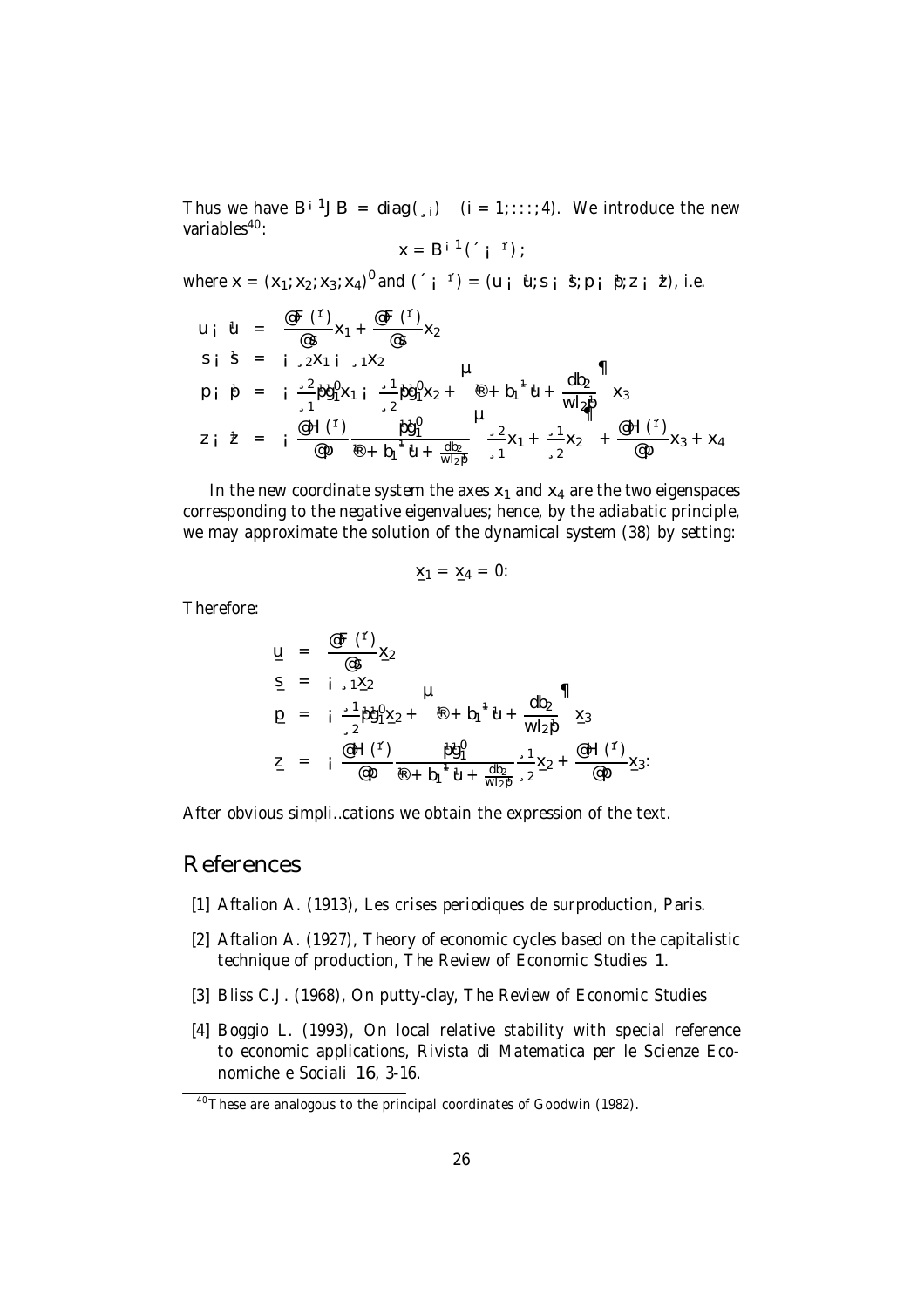Thus we have $B^{-1}JB = \mathrm{diag}(\lambda_i) \quad (i = 1, \ldots, 4)$. We introduce the new variables[40]:

$$x = B^{-1}(\eta - \eta^*);$$

where $x = (x_1, x_2, x_3, x_4)'$ and $(\eta - \eta^*) = (u - u^*, s - s^*, p - p^*, z - z^*)$, i.e.

$$
\begin{aligned}
u - u^* &= \frac{\partial F(\eta^*)}{\partial s} x_1 + \frac{\partial F(\eta^*)}{\partial s} x_2 \\
s - s^* &= -\lambda_2 x_1 - \lambda_1 x_2 \\
p - p^* &= -\frac{\lambda_2}{\lambda_1} p^* g_1^0 x_1 - \frac{\lambda_1}{\lambda_2} p^* g_1^0 x_2 + \left(\alpha + b_1^{\mu} u^* + \frac{db_2}{wl_2 p^*}\right) x_3 \\
z - z^* &= -\frac{\partial H(\eta^*)}{\partial p} \frac{p^* g_1^0}{\alpha + b_1^{\mu} u^* + \frac{db_2}{wl_2 p^*}} \left(\frac{\lambda_2}{\lambda_1} x_1 + \frac{\lambda_1}{\lambda_2} x_2\right) + \frac{\partial H(\eta^*)}{\partial p} x_3 + x_4
\end{aligned}
$$

In the new coordinate system the axes $x_1$ and $x_4$ are the two eigenspaces corresponding to the negative eigenvalues; hence, by the adiabatic principle, we may approximate the solution of the dynamical system (38) by setting:

$$\underline{x}_1 = \underline{x}_4 = 0.$$

Therefore:

$$
\begin{aligned}
\underline{u} &= \frac{\partial F(\eta^*)}{\partial s} \underline{x}_2 \\
\underline{s} &= -\lambda_1 \underline{x}_2 \\
\underline{p} &= -\frac{\lambda_1}{\lambda_2} p^* g_1^0 \underline{x}_2 + \left(\alpha + b_1^{\mu} u^* + \frac{db_2}{wl_2 p^*}\right) \underline{x}_3 \\
\underline{z} &= -\frac{\partial H(\eta^*)}{\partial p} \frac{p^* g_1^0}{\alpha + b_1^{\mu} u^* + \frac{db_2}{wl_2 p^*}} \frac{\lambda_1}{\lambda_2} \underline{x}_2 + \frac{\partial H(\eta^*)}{\partial p} \underline{x}_3.
\end{aligned}
$$

After obvious simplifications we obtain the expression of the text.

# References

[1] Aftalion A. (1913), *Les crises periodiques de surproduction*, Paris.

[2] Aftalion A. (1927), Theory of economic cycles based on the capitalistic technique of production, *The Review of Economic Studies* **1**.

[3] Bliss C.J. (1968), On putty-clay, *The Review of Economic Studies*

[4] Boggio L. (1993), On local relative stability with special reference to economic applications, *Rivista di Matematica per le Scienze Economiche e Sociali* **16**, 3-16.

[40] These are analogous to the principal coordinates of Goodwin (1982).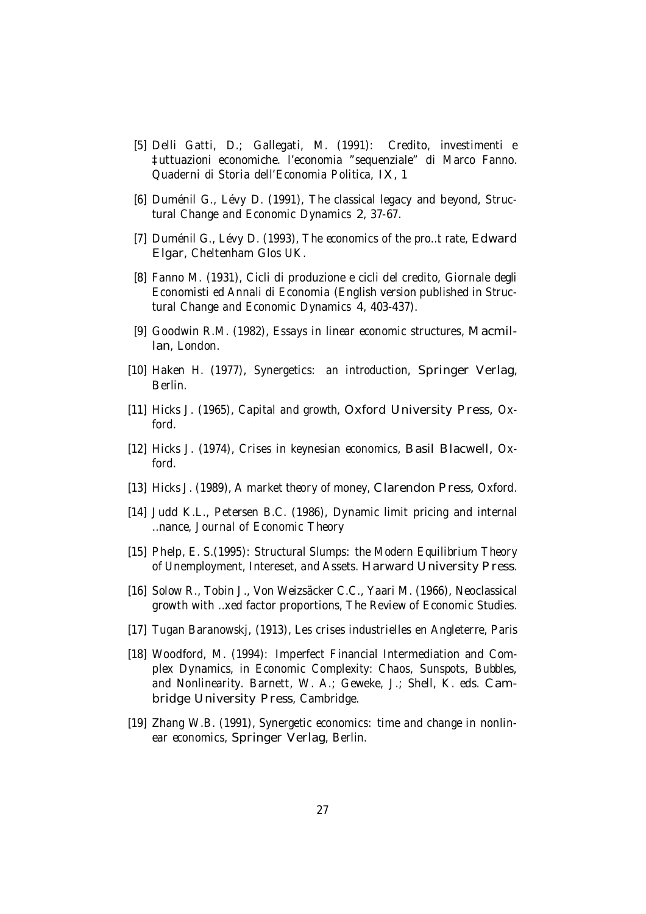[5] Delli Gatti, D.; Gallegati, M. (1991): Credito, investimenti e ‡uttuazioni economiche. l'economia "sequenziale" di Marco Fanno. *Quaderni di Storia dell'Economia Politica*, IX, 1

[6] Duménil G., Lévy D. (1991), The classical legacy and beyond, *Structural Change and Economic Dynamics* 2, 37-67.

[7] Duménil G., Lévy D. (1993), *The economics of the pro..t rate*, Edward Elgar, Cheltenham Glos UK.

[8] Fanno M. (1931), Cicli di produzione e cicli del credito, *Giornale degli Economisti ed Annali di Economia* (English version published in *Structural Change and Economic Dynamics* 4, 403-437).

[9] Goodwin R.M. (1982), *Essays in linear economic structures*, Macmillan, London.

[10] Haken H. (1977), *Synergetics: an introduction*, Springer Verlag, Berlin.

[11] Hicks J. (1965), *Capital and growth*, Oxford University Press, Oxford.

[12] Hicks J. (1974), *Crises in keynesian economics*, Basil Blacwell, Oxford.

[13] Hicks J. (1989), *A market theory of money*, Clarendon Press, Oxford.

[14] Judd K.L., Petersen B.C. (1986), Dynamic limit pricing and internal ..nance, *Journal of Economic Theory*

[15] Phelp, E. S.(1995): *Structural Slumps: the Modern Equilibrium Theory of Unemployment, Intereset, and Assets*. Harward University Press.

[16] Solow R., Tobin J., Von Weizsäcker C.C., Yaari M. (1966), Neoclassical growth with ..xed factor proportions, *The Review of Economic Studies*.

[17] Tugan Baranowskj, (1913), *Les crises industrielles en Angleterre*, Paris

[18] Woodford, M. (1994): Imperfect Financial Intermediation and Complex Dynamics, in *Economic Complexity: Chaos, Sunspots, Bubbles, and Nonlinearity*. Barnett, W. A.; Geweke, J.; Shell, K. eds. Cambridge University Press, Cambridge.

[19] Zhang W.B. (1991), *Synergetic economics: time and change in nonlinear economics*, Springer Verlag, Berlin.